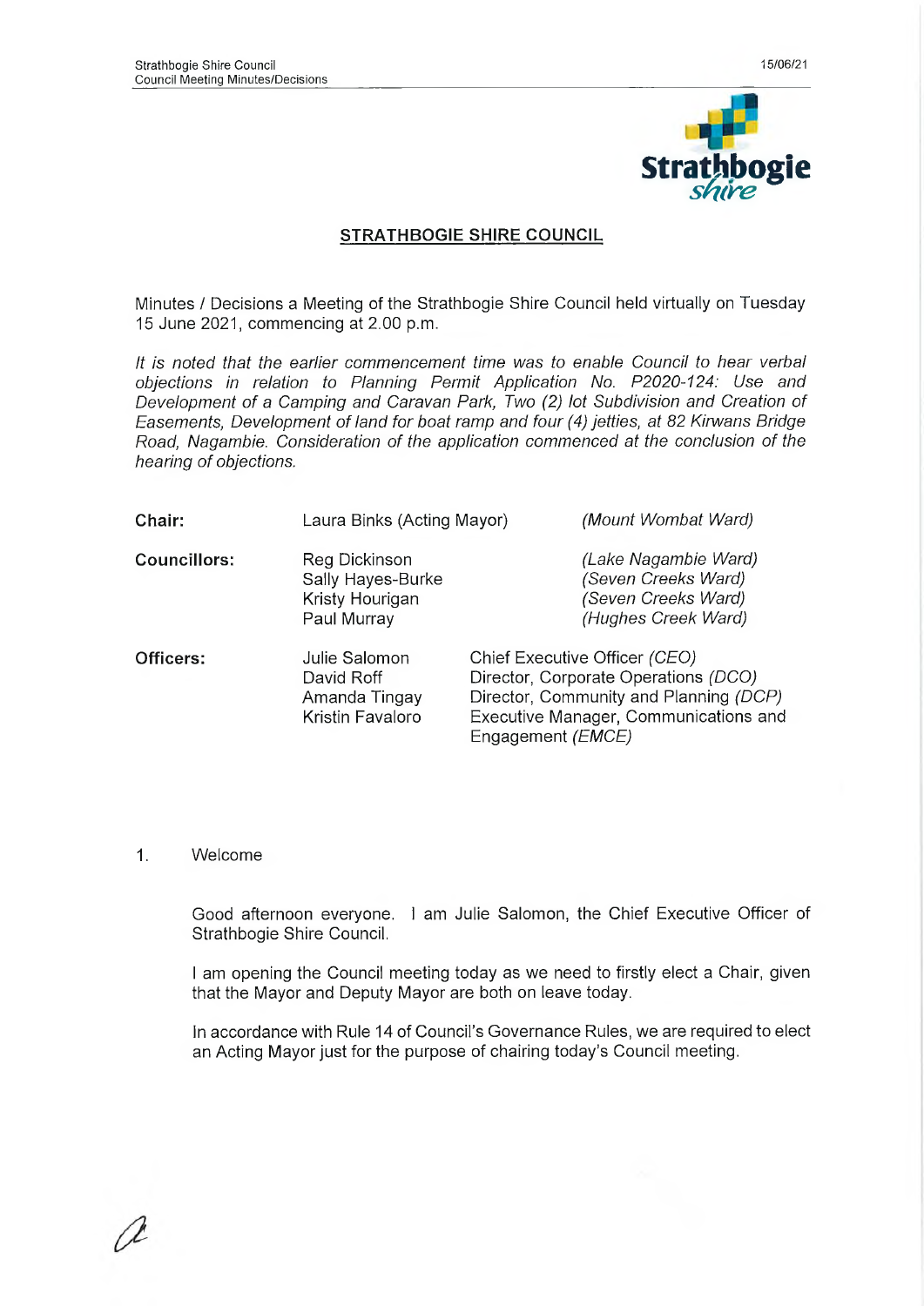# STRATHBOGIE SHIRE COUNCIL

Minutes / Decisions a Meeting of the Strathbogie Shire Council held virtually on Tuesday 15 June 2021, commencing at 2.00 p.m.

*It is noted that the earlier commencement time was to enable Council to hear verbal objections in relation to Planning Permit Application No. P2020-124: Use and Development of a Camping and Caravan Park, Two (2) lot Subdivision and Creation of Easements, Development of land for boat ramp and four (4) jetties, at 82 Kirwans Bridge Road, Nagambie. Consideration of the application commenced at the conclusion of the hearing of objections.*

| | | |
|---|---|---|
| **Chair:** | Laura Binks (Acting Mayor) | *(Mount Wombat Ward)* |
| **Councillors:** | Reg Dickinson | *(Lake Nagambie Ward)* |
| | Sally Hayes-Burke | *(Seven Creeks Ward)* |
| | Kristy Hourigan | *(Seven Creeks Ward)* |
| | Paul Murray | *(Hughes Creek Ward)* |
| **Officers:** | Julie Salomon | Chief Executive Officer *(CEO)* |
| | David Roff | Director, Corporate Operations *(DCO)* |
| | Amanda Tingay | Director, Community and Planning *(DCP)* |
| | Kristin Favaloro | Executive Manager, Communications and Engagement *(EMCE)* |

1. Welcome

Good afternoon everyone. I am Julie Salomon, the Chief Executive Officer of Strathbogie Shire Council.

I am opening the Council meeting today as we need to firstly elect a Chair, given that the Mayor and Deputy Mayor are both on leave today.

In accordance with Rule 14 of Council's Governance Rules, we are required to elect an Acting Mayor just for the purpose of chairing today's Council meeting.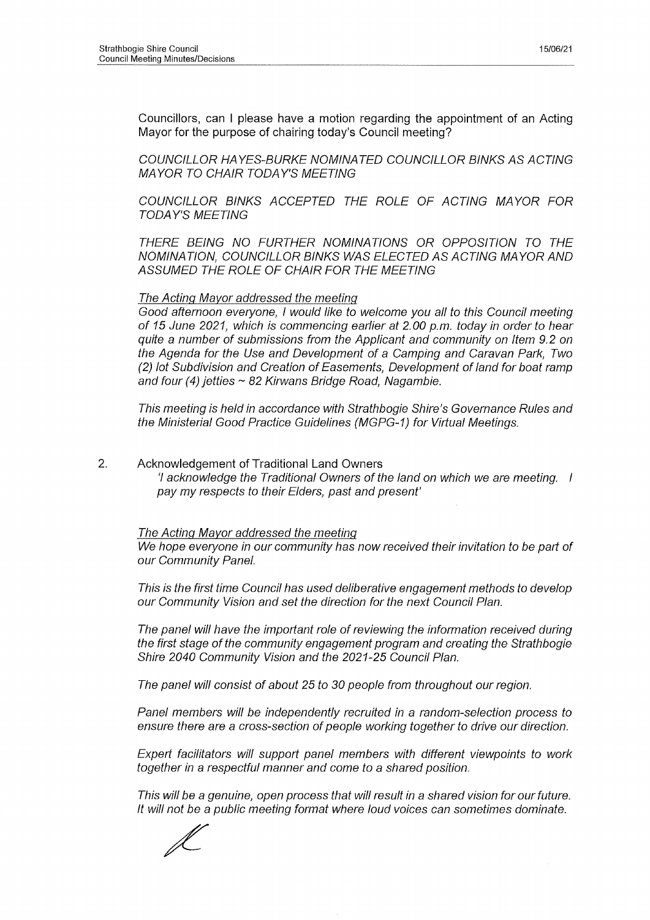Councillors, can I please have a motion regarding the appointment of an Acting Mayor for the purpose of chairing today's Council meeting?

*COUNCILLOR HAYES-BURKE NOMINATED COUNCILLOR BINKS AS ACTING MAYOR TO CHAIR TODAY'S MEETING*

*COUNCILLOR BINKS ACCEPTED THE ROLE OF ACTING MAYOR FOR TODAY'S MEETING*

*THERE BEING NO FURTHER NOMINATIONS OR OPPOSITION TO THE NOMINATION, COUNCILLOR BINKS WAS ELECTED AS ACTING MAYOR AND ASSUMED THE ROLE OF CHAIR FOR THE MEETING*

*<u>The Acting Mayor addressed the meeting</u>*
*Good afternoon everyone, I would like to welcome you all to this Council meeting of 15 June 2021, which is commencing earlier at 2.00 p.m. today in order to hear quite a number of submissions from the Applicant and community on Item 9.2 on the Agenda for the Use and Development of a Camping and Caravan Park, Two (2) lot Subdivision and Creation of Easements, Development of land for boat ramp and four (4) jetties ~ 82 Kirwans Bridge Road, Nagambie.*

*This meeting is held in accordance with Strathbogie Shire's Governance Rules and the Ministerial Good Practice Guidelines (MGPG-1) for Virtual Meetings.*

2. Acknowledgement of Traditional Land Owners
*'I acknowledge the Traditional Owners of the land on which we are meeting. I pay my respects to their Elders, past and present'*

*<u>The Acting Mayor addressed the meeting</u>*
*We hope everyone in our community has now received their invitation to be part of our Community Panel.*

*This is the first time Council has used deliberative engagement methods to develop our Community Vision and set the direction for the next Council Plan.*

*The panel will have the important role of reviewing the information received during the first stage of the community engagement program and creating the Strathbogie Shire 2040 Community Vision and the 2021-25 Council Plan.*

*The panel will consist of about 25 to 30 people from throughout our region.*

*Panel members will be independently recruited in a random-selection process to ensure there are a cross-section of people working together to drive our direction.*

*Expert facilitators will support panel members with different viewpoints to work together in a respectful manner and come to a shared position.*

*This will be a genuine, open process that will result in a shared vision for our future. It will not be a public meeting format where loud voices can sometimes dominate.*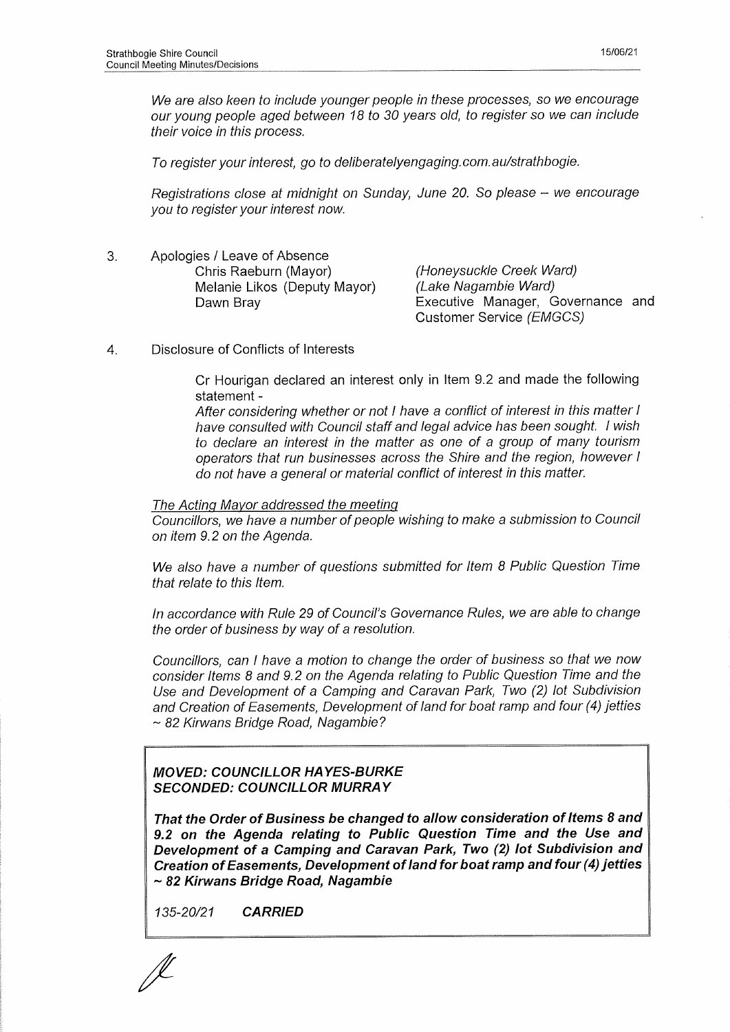*We are also keen to include younger people in these processes, so we encourage our young people aged between 18 to 30 years old, to register so we can include their voice in this process.*

*To register your interest, go to deliberatelyengaging.com.au/strathbogie.*

*Registrations close at midnight on Sunday, June 20. So please – we encourage you to register your interest now.*

3. Apologies / Leave of Absence

| | |
|---|---|
| Chris Raeburn (Mayor) | *(Honeysuckle Creek Ward)* |
| Melanie Likos (Deputy Mayor) | *(Lake Nagambie Ward)* |
| Dawn Bray | Executive Manager, Governance and Customer Service *(EMGCS)* |

4. Disclosure of Conflicts of Interests

Cr Hourigan declared an interest only in Item 9.2 and made the following statement -

*After considering whether or not I have a conflict of interest in this matter I have consulted with Council staff and legal advice has been sought. I wish to declare an interest in the matter as one of a group of many tourism operators that run businesses across the Shire and the region, however I do not have a general or material conflict of interest in this matter.*

The Acting Mayor addressed the meeting

*Councillors, we have a number of people wishing to make a submission to Council on item 9.2 on the Agenda.*

*We also have a number of questions submitted for Item 8 Public Question Time that relate to this Item.*

*In accordance with Rule 29 of Council's Governance Rules, we are able to change the order of business by way of a resolution.*

*Councillors, can I have a motion to change the order of business so that we now consider Items 8 and 9.2 on the Agenda relating to Public Question Time and the Use and Development of a Camping and Caravan Park, Two (2) lot Subdivision and Creation of Easements, Development of land for boat ramp and four (4) jetties ~ 82 Kirwans Bridge Road, Nagambie?*

***MOVED: COUNCILLOR HAYES-BURKE***
***SECONDED: COUNCILLOR MURRAY***

***That the Order of Business be changed to allow consideration of Items 8 and 9.2 on the Agenda relating to Public Question Time and the Use and Development of a Camping and Caravan Park, Two (2) lot Subdivision and Creation of Easements, Development of land for boat ramp and four (4) jetties ~ 82 Kirwans Bridge Road, Nagambie***

*135-20/21* ***CARRIED***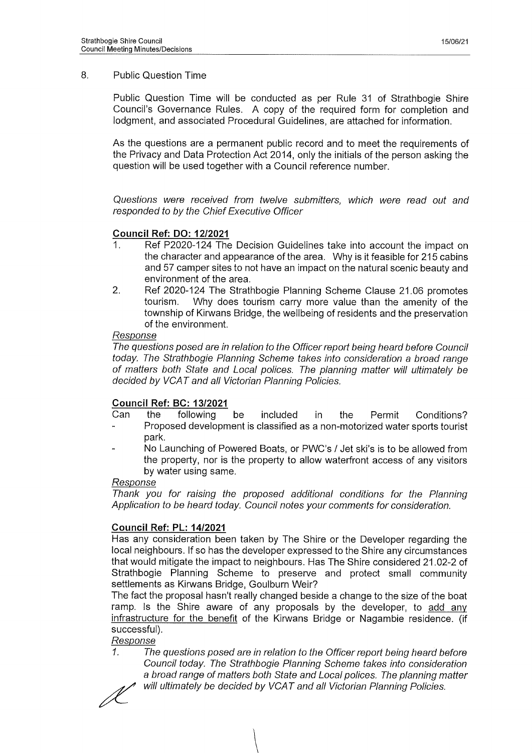## 8. Public Question Time

Public Question Time will be conducted as per Rule 31 of Strathbogie Shire Council's Governance Rules. A copy of the required form for completion and lodgment, and associated Procedural Guidelines, are attached for information.

As the questions are a permanent public record and to meet the requirements of the Privacy and Data Protection Act 2014, only the initials of the person asking the question will be used together with a Council reference number.

*Questions were received from twelve submitters, which were read out and responded to by the Chief Executive Officer*

### Council Ref: DO: 12/2021

1. Ref P2020-124 The Decision Guidelines take into account the impact on the character and appearance of the area. Why is it feasible for 215 cabins and 57 camper sites to not have an impact on the natural scenic beauty and environment of the area.
2. Ref 2020-124 The Strathbogie Planning Scheme Clause 21.06 promotes tourism. Why does tourism carry more value than the amenity of the township of Kirwans Bridge, the wellbeing of residents and the preservation of the environment.

*Response*

*The questions posed are in relation to the Officer report being heard before Council today. The Strathbogie Planning Scheme takes into consideration a broad range of matters both State and Local polices. The planning matter will ultimately be decided by VCAT and all Victorian Planning Policies.*

### Council Ref: BC: 13/2021

Can the following be included in the Permit Conditions?

- Proposed development is classified as a non-motorized water sports tourist park.
- No Launching of Powered Boats, or PWC's / Jet ski's is to be allowed from the property, nor is the property to allow waterfront access of any visitors by water using same.

*Response*

*Thank you for raising the proposed additional conditions for the Planning Application to be heard today. Council notes your comments for consideration.*

### Council Ref: PL: 14/2021

Has any consideration been taken by The Shire or the Developer regarding the local neighbours. If so has the developer expressed to the Shire any circumstances that would mitigate the impact to neighbours. Has The Shire considered 21.02-2 of Strathbogie Planning Scheme to preserve and protect small community settlements as Kirwans Bridge, Goulburn Weir?

The fact the proposal hasn't really changed beside a change to the size of the boat ramp. Is the Shire aware of any proposals by the developer, to add any infrastructure for the benefit of the Kirwans Bridge or Nagambie residence. (if successful).

*Response*

1. *The questions posed are in relation to the Officer report being heard before Council today. The Strathbogie Planning Scheme takes into consideration a broad range of matters both State and Local polices. The planning matter will ultimately be decided by VCAT and all Victorian Planning Policies.*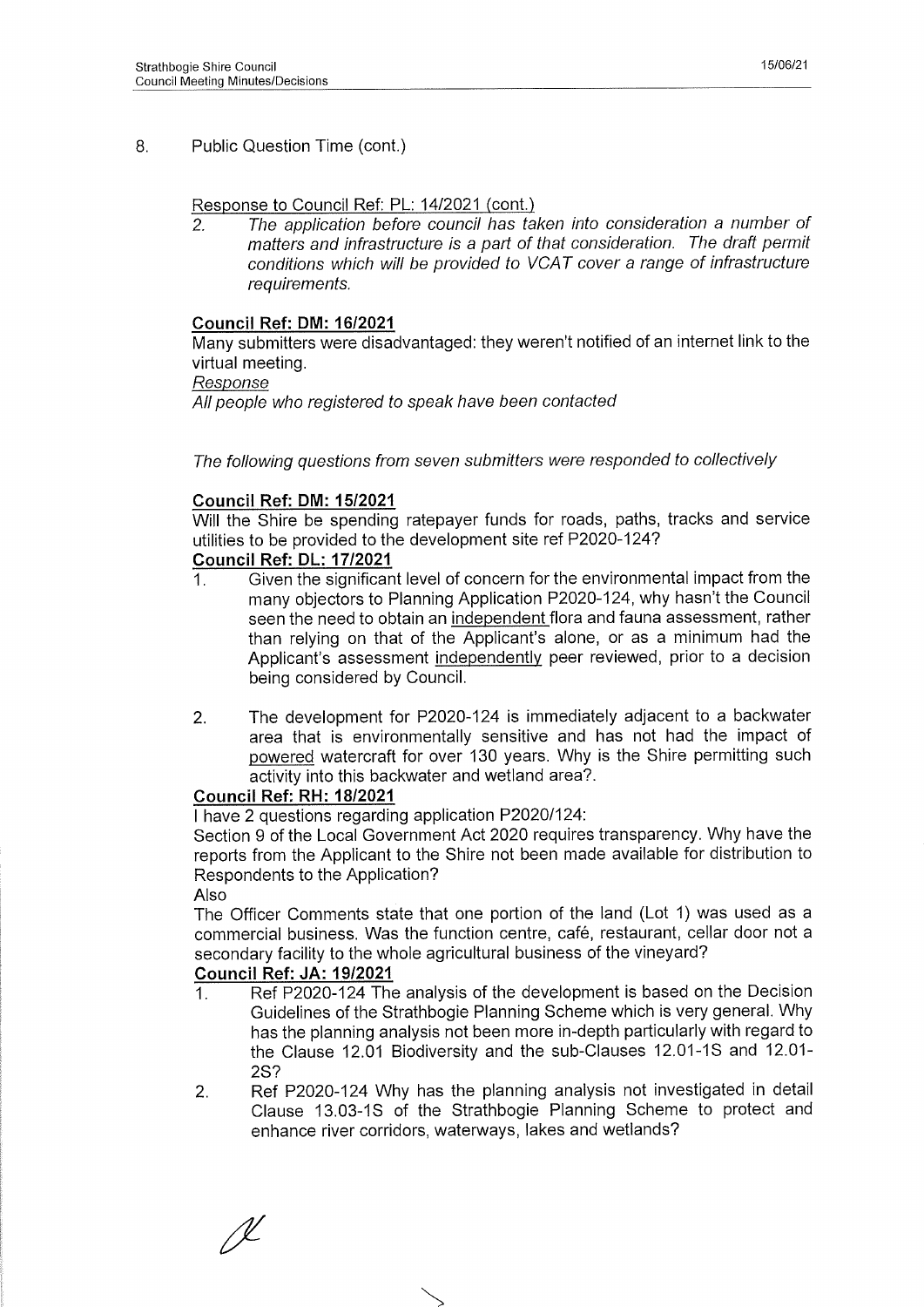8. Public Question Time (cont.)

Response to Council Ref: PL: 14/2021 (cont.)

2. *The application before council has taken into consideration a number of matters and infrastructure is a part of that consideration. The draft permit conditions which will be provided to VCAT cover a range of infrastructure requirements.*

**Council Ref: DM: 16/2021**

Many submitters were disadvantaged: they weren't notified of an internet link to the virtual meeting.

*Response*

*All people who registered to speak have been contacted*

*The following questions from seven submitters were responded to collectively*

**Council Ref: DM: 15/2021**

Will the Shire be spending ratepayer funds for roads, paths, tracks and service utilities to be provided to the development site ref P2020-124?

**Council Ref: DL: 17/2021**

1. Given the significant level of concern for the environmental impact from the many objectors to Planning Application P2020-124, why hasn't the Council seen the need to obtain an independent flora and fauna assessment, rather than relying on that of the Applicant's alone, or as a minimum had the Applicant's assessment independently peer reviewed, prior to a decision being considered by Council.

2. The development for P2020-124 is immediately adjacent to a backwater area that is environmentally sensitive and has not had the impact of powered watercraft for over 130 years. Why is the Shire permitting such activity into this backwater and wetland area?.

**Council Ref: RH: 18/2021**

I have 2 questions regarding application P2020/124:

Section 9 of the Local Government Act 2020 requires transparency. Why have the reports from the Applicant to the Shire not been made available for distribution to Respondents to the Application?

Also

The Officer Comments state that one portion of the land (Lot 1) was used as a commercial business. Was the function centre, café, restaurant, cellar door not a secondary facility to the whole agricultural business of the vineyard?

**Council Ref: JA: 19/2021**

1. Ref P2020-124 The analysis of the development is based on the Decision Guidelines of the Strathbogie Planning Scheme which is very general. Why has the planning analysis not been more in-depth particularly with regard to the Clause 12.01 Biodiversity and the sub-Clauses 12.01-1S and 12.01-2S?

2. Ref P2020-124 Why has the planning analysis not investigated in detail Clause 13.03-1S of the Strathbogie Planning Scheme to protect and enhance river corridors, waterways, lakes and wetlands?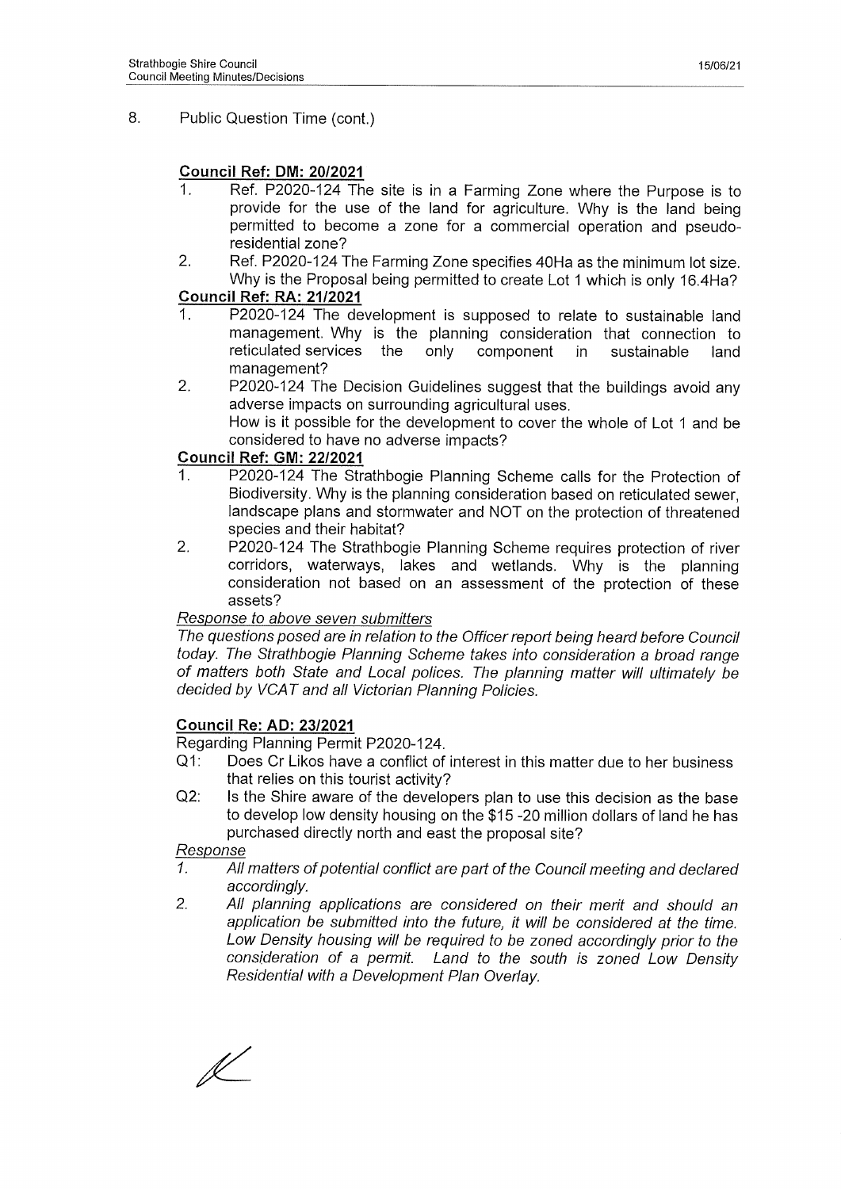## 8. Public Question Time (cont.)

**Council Ref: DM: 20/2021**

1. Ref. P2020-124 The site is in a Farming Zone where the Purpose is to provide for the use of the land for agriculture. Why is the land being permitted to become a zone for a commercial operation and pseudo-residential zone?
2. Ref. P2020-124 The Farming Zone specifies 40Ha as the minimum lot size. Why is the Proposal being permitted to create Lot 1 which is only 16.4Ha?

**Council Ref: RA: 21/2021**

1. P2020-124 The development is supposed to relate to sustainable land management. Why is the planning consideration that connection to reticulated services the only component in sustainable land management?
2. P2020-124 The Decision Guidelines suggest that the buildings avoid any adverse impacts on surrounding agricultural uses.
   How is it possible for the development to cover the whole of Lot 1 and be considered to have no adverse impacts?

**Council Ref: GM: 22/2021**

1. P2020-124 The Strathbogie Planning Scheme calls for the Protection of Biodiversity. Why is the planning consideration based on reticulated sewer, landscape plans and stormwater and NOT on the protection of threatened species and their habitat?
2. P2020-124 The Strathbogie Planning Scheme requires protection of river corridors, waterways, lakes and wetlands. Why is the planning consideration not based on an assessment of the protection of these assets?

*Response to above seven submitters*

*The questions posed are in relation to the Officer report being heard before Council today. The Strathbogie Planning Scheme takes into consideration a broad range of matters both State and Local polices. The planning matter will ultimately be decided by VCAT and all Victorian Planning Policies.*

**Council Re: AD: 23/2021**

Regarding Planning Permit P2020-124.

Q1: Does Cr Likos have a conflict of interest in this matter due to her business that relies on this tourist activity?

Q2: Is the Shire aware of the developers plan to use this decision as the base to develop low density housing on the $15 -20 million dollars of land he has purchased directly north and east the proposal site?

*Response*

1. *All matters of potential conflict are part of the Council meeting and declared accordingly.*
2. *All planning applications are considered on their merit and should an application be submitted into the future, it will be considered at the time. Low Density housing will be required to be zoned accordingly prior to the consideration of a permit. Land to the south is zoned Low Density Residential with a Development Plan Overlay.*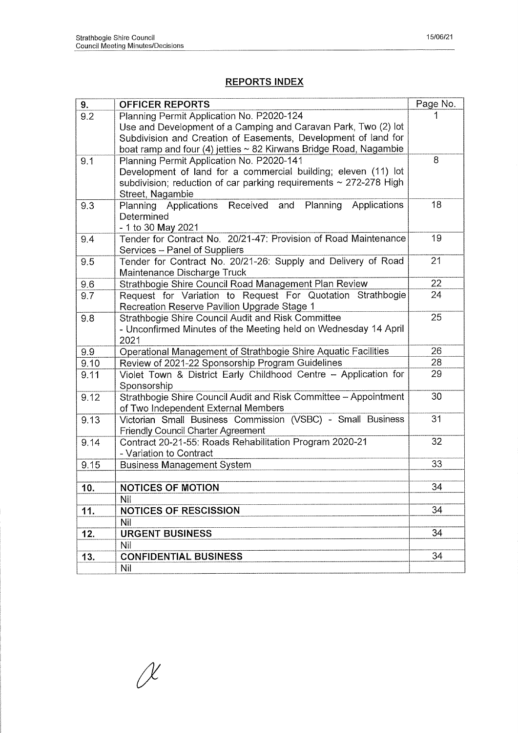## REPORTS INDEX

| 9. | OFFICER REPORTS | Page No. |
|---|---|---|
| 9.2 | Planning Permit Application No. P2020-124<br>Use and Development of a Camping and Caravan Park, Two (2) lot Subdivision and Creation of Easements, Development of land for boat ramp and four (4) jetties ~ 82 Kirwans Bridge Road, Nagambie | 1 |
| 9.1 | Planning Permit Application No. P2020-141<br>Development of land for a commercial building; eleven (11) lot subdivision; reduction of car parking requirements ~ 272-278 High Street, Nagambie | 8 |
| 9.3 | Planning Applications Received and Planning Applications Determined<br>- 1 to 30 May 2021 | 18 |
| 9.4 | Tender for Contract No. 20/21-47: Provision of Road Maintenance Services – Panel of Suppliers | 19 |
| 9.5 | Tender for Contract No. 20/21-26: Supply and Delivery of Road Maintenance Discharge Truck | 21 |
| 9.6 | Strathbogie Shire Council Road Management Plan Review | 22 |
| 9.7 | Request for Variation to Request For Quotation Strathbogie Recreation Reserve Pavilion Upgrade Stage 1 | 24 |
| 9.8 | Strathbogie Shire Council Audit and Risk Committee<br>- Unconfirmed Minutes of the Meeting held on Wednesday 14 April 2021 | 25 |
| 9.9 | Operational Management of Strathbogie Shire Aquatic Facilities | 26 |
| 9.10 | Review of 2021-22 Sponsorship Program Guidelines | 28 |
| 9.11 | Violet Town & District Early Childhood Centre – Application for Sponsorship | 29 |
| 9.12 | Strathbogie Shire Council Audit and Risk Committee – Appointment of Two Independent External Members | 30 |
| 9.13 | Victorian Small Business Commission (VSBC) - Small Business Friendly Council Charter Agreement | 31 |
| 9.14 | Contract 20-21-55: Roads Rehabilitation Program 2020-21<br>- Variation to Contract | 32 |
| 9.15 | Business Management System | 33 |
| | | |
| 10. | NOTICES OF MOTION | 34 |
| | Nil | |
| 11. | NOTICES OF RESCISSION | 34 |
| | Nil | |
| 12. | URGENT BUSINESS | 34 |
| | Nil | |
| 13. | CONFIDENTIAL BUSINESS | 34 |
| | Nil | |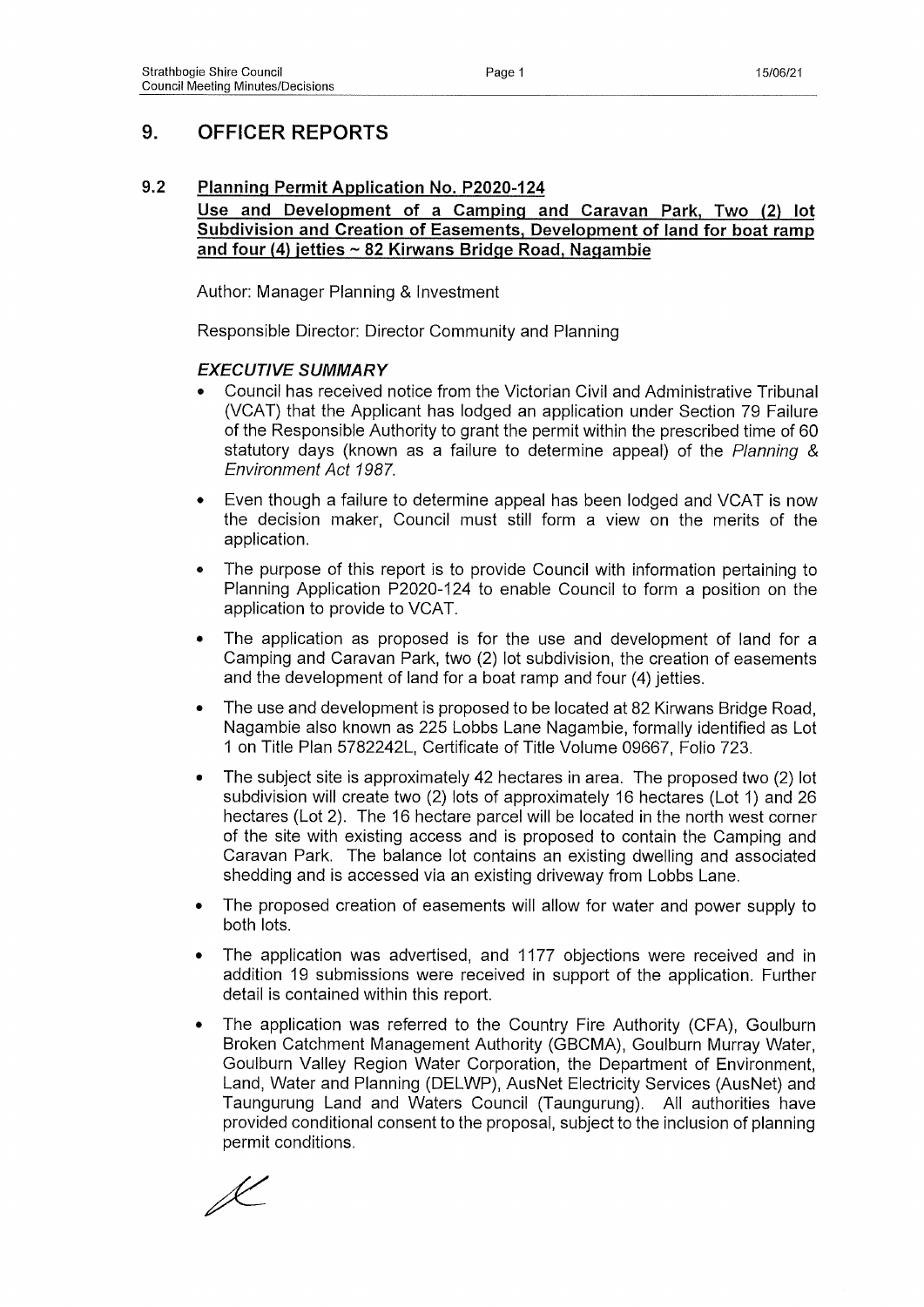## 9. OFFICER REPORTS

### 9.2 Planning Permit Application No. P2020-124

**Use and Development of a Camping and Caravan Park, Two (2) lot Subdivision and Creation of Easements, Development of land for boat ramp and four (4) jetties ~ 82 Kirwans Bridge Road, Nagambie**

Author: Manager Planning & Investment

Responsible Director: Director Community and Planning

***EXECUTIVE SUMMARY***

- Council has received notice from the Victorian Civil and Administrative Tribunal (VCAT) that the Applicant has lodged an application under Section 79 Failure of the Responsible Authority to grant the permit within the prescribed time of 60 statutory days (known as a failure to determine appeal) of the *Planning & Environment Act 1987.*
- Even though a failure to determine appeal has been lodged and VCAT is now the decision maker, Council must still form a view on the merits of the application.
- The purpose of this report is to provide Council with information pertaining to Planning Application P2020-124 to enable Council to form a position on the application to provide to VCAT.
- The application as proposed is for the use and development of land for a Camping and Caravan Park, two (2) lot subdivision, the creation of easements and the development of land for a boat ramp and four (4) jetties.
- The use and development is proposed to be located at 82 Kirwans Bridge Road, Nagambie also known as 225 Lobbs Lane Nagambie, formally identified as Lot 1 on Title Plan 5782242L, Certificate of Title Volume 09667, Folio 723.
- The subject site is approximately 42 hectares in area. The proposed two (2) lot subdivision will create two (2) lots of approximately 16 hectares (Lot 1) and 26 hectares (Lot 2). The 16 hectare parcel will be located in the north west corner of the site with existing access and is proposed to contain the Camping and Caravan Park. The balance lot contains an existing dwelling and associated shedding and is accessed via an existing driveway from Lobbs Lane.
- The proposed creation of easements will allow for water and power supply to both lots.
- The application was advertised, and 1177 objections were received and in addition 19 submissions were received in support of the application. Further detail is contained within this report.
- The application was referred to the Country Fire Authority (CFA), Goulburn Broken Catchment Management Authority (GBCMA), Goulburn Murray Water, Goulburn Valley Region Water Corporation, the Department of Environment, Land, Water and Planning (DELWP), AusNet Electricity Services (AusNet) and Taungurung Land and Waters Council (Taungurung). All authorities have provided conditional consent to the proposal, subject to the inclusion of planning permit conditions.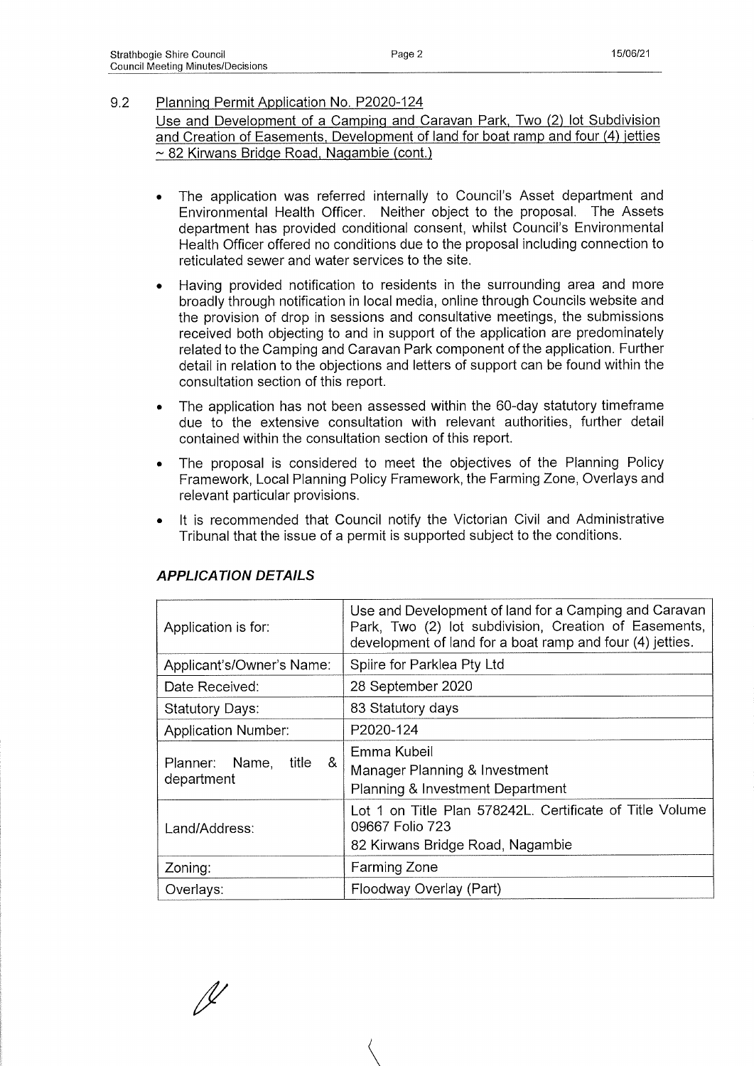9.2 <u>Planning Permit Application No. P2020-124</u>
<u>Use and Development of a Camping and Caravan Park, Two (2) lot Subdivision and Creation of Easements, Development of land for boat ramp and four (4) jetties ~ 82 Kirwans Bridge Road, Nagambie (cont.)</u>

- The application was referred internally to Council's Asset department and Environmental Health Officer. Neither object to the proposal. The Assets department has provided conditional consent, whilst Council's Environmental Health Officer offered no conditions due to the proposal including connection to reticulated sewer and water services to the site.
- Having provided notification to residents in the surrounding area and more broadly through notification in local media, online through Councils website and the provision of drop in sessions and consultative meetings, the submissions received both objecting to and in support of the application are predominately related to the Camping and Caravan Park component of the application. Further detail in relation to the objections and letters of support can be found within the consultation section of this report.
- The application has not been assessed within the 60-day statutory timeframe due to the extensive consultation with relevant authorities, further detail contained within the consultation section of this report.
- The proposal is considered to meet the objectives of the Planning Policy Framework, Local Planning Policy Framework, the Farming Zone, Overlays and relevant particular provisions.
- It is recommended that Council notify the Victorian Civil and Administrative Tribunal that the issue of a permit is supported subject to the conditions.

### *APPLICATION DETAILS*

| | |
|---|---|
| Application is for: | Use and Development of land for a Camping and Caravan Park, Two (2) lot subdivision, Creation of Easements, development of land for a boat ramp and four (4) jetties. |
| Applicant's/Owner's Name: | Spiire for Parklea Pty Ltd |
| Date Received: | 28 September 2020 |
| Statutory Days: | 83 Statutory days |
| Application Number: | P2020-124 |
| Planner: Name, title & department | Emma Kubeil<br>Manager Planning & Investment<br>Planning & Investment Department |
| Land/Address: | Lot 1 on Title Plan 578242L. Certificate of Title Volume 09667 Folio 723<br>82 Kirwans Bridge Road, Nagambie |
| Zoning: | Farming Zone |
| Overlays: | Floodway Overlay (Part) |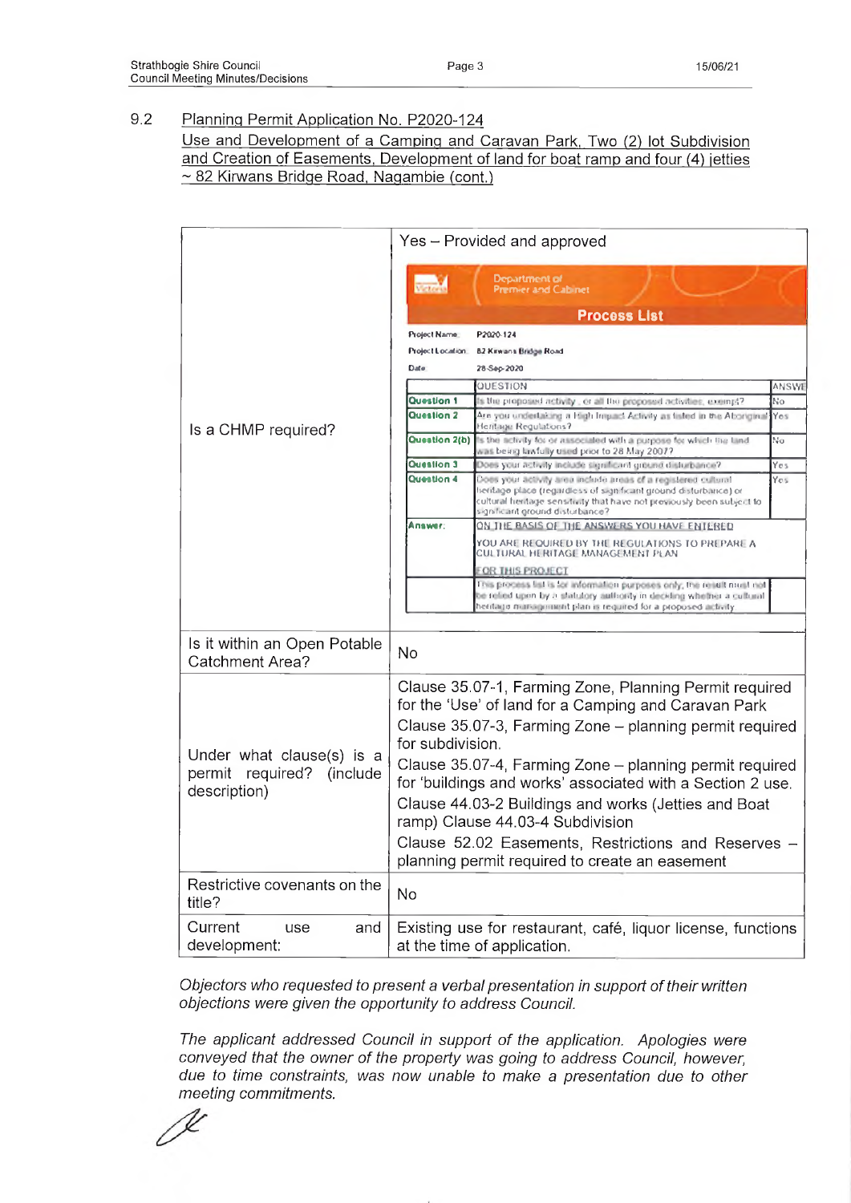9.2 Planning Permit Application No. P2020-124
Use and Development of a Camping and Caravan Park, Two (2) lot Subdivision and Creation of Easements, Development of land for boat ramp and four (4) jetties ~ 82 Kirwans Bridge Road, Nagambie (cont.)

| | |
|---|---|
| Is a CHMP required? | Yes – Provided and approved<br><br>Department of Premier and Cabinet<br>**Process List**<br>Project Name: P2020-124<br>Project Location: 82 Kirwans Bridge Road<br>Date: 28-Sep-2020<br>QUESTION / ANSWER<br>**Question 1** – Is the proposed activity, or all the proposed activities, exempt? – No<br>**Question 2** – Are you undertaking a High Impact Activity as listed in the Aboriginal Heritage Regulations? – Yes<br>**Question 2(b)** – Is the activity for or associated with a purpose for which the land was being lawfully used prior to 28 May 2007? – No<br>**Question 3** – Does your activity include significant ground disturbance? – Yes<br>**Question 4** – Does your activity area include areas of a registered cultural heritage place (regardless of significant ground disturbance) or cultural heritage sensitivity that have not previously been subject to significant ground disturbance? – Yes<br>**Answer:** ON THE BASIS OF THE ANSWERS YOU HAVE ENTERED YOU ARE REQUIRED BY THE REGULATIONS TO PREPARE A CULTURAL HERITAGE MANAGEMENT PLAN FOR THIS PROJECT<br>This process list is for information purposes only, the result must not be relied upon by a statutory authority in deciding whether a cultural heritage management plan is required for a proposed activity |
| Is it within an Open Potable Catchment Area? | No |
| Under what clause(s) is a permit required? (include description) | Clause 35.07-1, Farming Zone, Planning Permit required for the 'Use' of land for a Camping and Caravan Park<br>Clause 35.07-3, Farming Zone – planning permit required for subdivision.<br>Clause 35.07-4, Farming Zone – planning permit required for 'buildings and works' associated with a Section 2 use.<br>Clause 44.03-2 Buildings and works (Jetties and Boat ramp) Clause 44.03-4 Subdivision<br>Clause 52.02 Easements, Restrictions and Reserves – planning permit required to create an easement |
| Restrictive covenants on the title? | No |
| Current use and development: | Existing use for restaurant, café, liquor license, functions at the time of application. |

*Objectors who requested to present a verbal presentation in support of their written objections were given the opportunity to address Council.*

*The applicant addressed Council in support of the application. Apologies were conveyed that the owner of the property was going to address Council, however, due to time constraints, was now unable to make a presentation due to other meeting commitments.*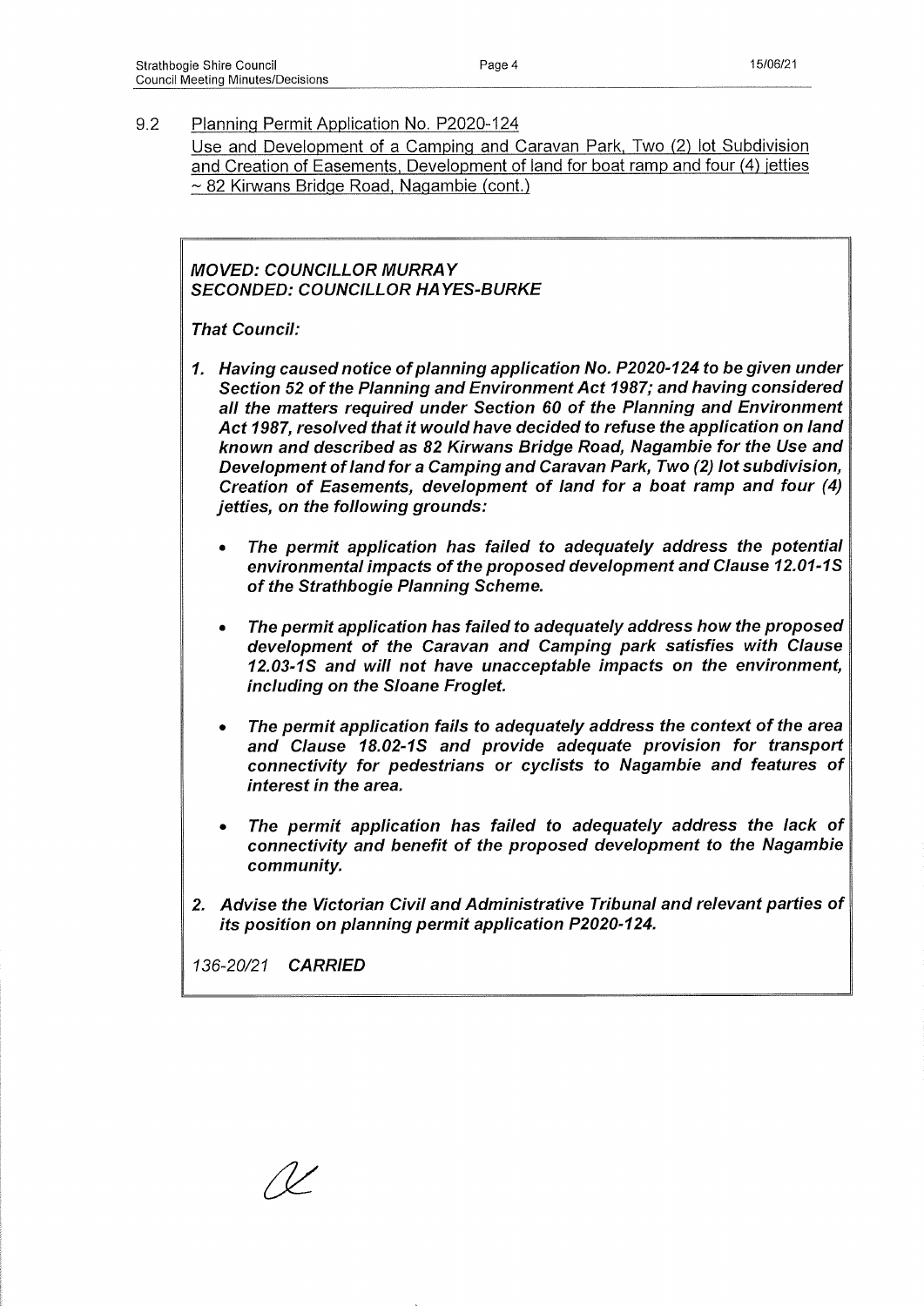9.2 Planning Permit Application No. P2020-124
Use and Development of a Camping and Caravan Park, Two (2) lot Subdivision and Creation of Easements, Development of land for boat ramp and four (4) jetties ~ 82 Kirwans Bridge Road, Nagambie (cont.)

***MOVED: COUNCILLOR MURRAY***
***SECONDED: COUNCILLOR HAYES-BURKE***

***That Council:***

1. ***Having caused notice of planning application No. P2020-124 to be given under Section 52 of the Planning and Environment Act 1987; and having considered all the matters required under Section 60 of the Planning and Environment Act 1987, resolved that it would have decided to refuse the application on land known and described as 82 Kirwans Bridge Road, Nagambie for the Use and Development of land for a Camping and Caravan Park, Two (2) lot subdivision, Creation of Easements, development of land for a boat ramp and four (4) jetties, on the following grounds:***

   - ***The permit application has failed to adequately address the potential environmental impacts of the proposed development and Clause 12.01-1S of the Strathbogie Planning Scheme.***
   - ***The permit application has failed to adequately address how the proposed development of the Caravan and Camping park satisfies with Clause 12.03-1S and will not have unacceptable impacts on the environment, including on the Sloane Froglet.***
   - ***The permit application fails to adequately address the context of the area and Clause 18.02-1S and provide adequate provision for transport connectivity for pedestrians or cyclists to Nagambie and features of interest in the area.***
   - ***The permit application has failed to adequately address the lack of connectivity and benefit of the proposed development to the Nagambie community.***

2. ***Advise the Victorian Civil and Administrative Tribunal and relevant parties of its position on planning permit application P2020-124.***

*136-20/21* ***CARRIED***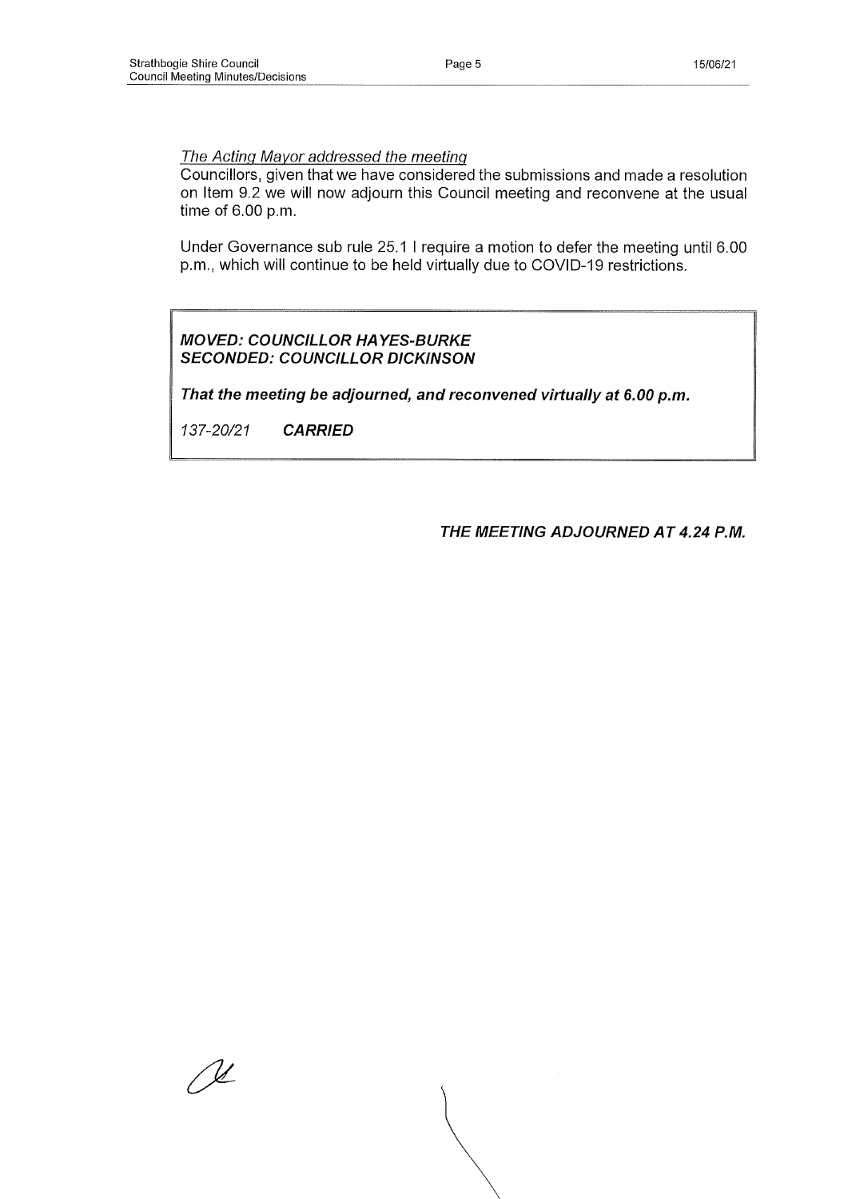_The Acting Mayor addressed the meeting_

Councillors, given that we have considered the submissions and made a resolution on Item 9.2 we will now adjourn this Council meeting and reconvene at the usual time of 6.00 p.m.

Under Governance sub rule 25.1 I require a motion to defer the meeting until 6.00 p.m., which will continue to be held virtually due to COVID-19 restrictions.

***MOVED: COUNCILLOR HAYES-BURKE***
***SECONDED: COUNCILLOR DICKINSON***

***That the meeting be adjourned, and reconvened virtually at 6.00 p.m.***

*137-20/21* ***CARRIED***

***THE MEETING ADJOURNED AT 4.24 P.M.***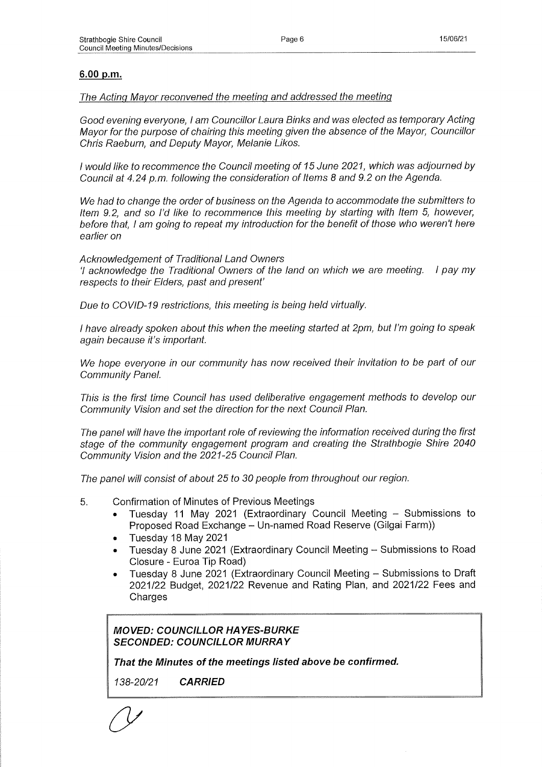**6.00 p.m.**

*The Acting Mayor reconvened the meeting and addressed the meeting*

*Good evening everyone, I am Councillor Laura Binks and was elected as temporary Acting Mayor for the purpose of chairing this meeting given the absence of the Mayor, Councillor Chris Raeburn, and Deputy Mayor, Melanie Likos.*

*I would like to recommence the Council meeting of 15 June 2021, which was adjourned by Council at 4.24 p.m. following the consideration of Items 8 and 9.2 on the Agenda.*

*We had to change the order of business on the Agenda to accommodate the submitters to Item 9.2, and so I'd like to recommence this meeting by starting with Item 5, however, before that, I am going to repeat my introduction for the benefit of those who weren't here earlier on*

*Acknowledgement of Traditional Land Owners*
*'I acknowledge the Traditional Owners of the land on which we are meeting. I pay my respects to their Elders, past and present'*

*Due to COVID-19 restrictions, this meeting is being held virtually.*

*I have already spoken about this when the meeting started at 2pm, but I'm going to speak again because it's important.*

*We hope everyone in our community has now received their invitation to be part of our Community Panel.*

*This is the first time Council has used deliberative engagement methods to develop our Community Vision and set the direction for the next Council Plan.*

*The panel will have the important role of reviewing the information received during the first stage of the community engagement program and creating the Strathbogie Shire 2040 Community Vision and the 2021-25 Council Plan.*

*The panel will consist of about 25 to 30 people from throughout our region.*

5. Confirmation of Minutes of Previous Meetings
   - Tuesday 11 May 2021 (Extraordinary Council Meeting – Submissions to Proposed Road Exchange – Un-named Road Reserve (Gilgai Farm))
   - Tuesday 18 May 2021
   - Tuesday 8 June 2021 (Extraordinary Council Meeting – Submissions to Road Closure - Euroa Tip Road)
   - Tuesday 8 June 2021 (Extraordinary Council Meeting – Submissions to Draft 2021/22 Budget, 2021/22 Revenue and Rating Plan, and 2021/22 Fees and Charges

***MOVED: COUNCILLOR HAYES-BURKE***
***SECONDED: COUNCILLOR MURRAY***

***That the Minutes of the meetings listed above be confirmed.***

*138-20/21* ***CARRIED***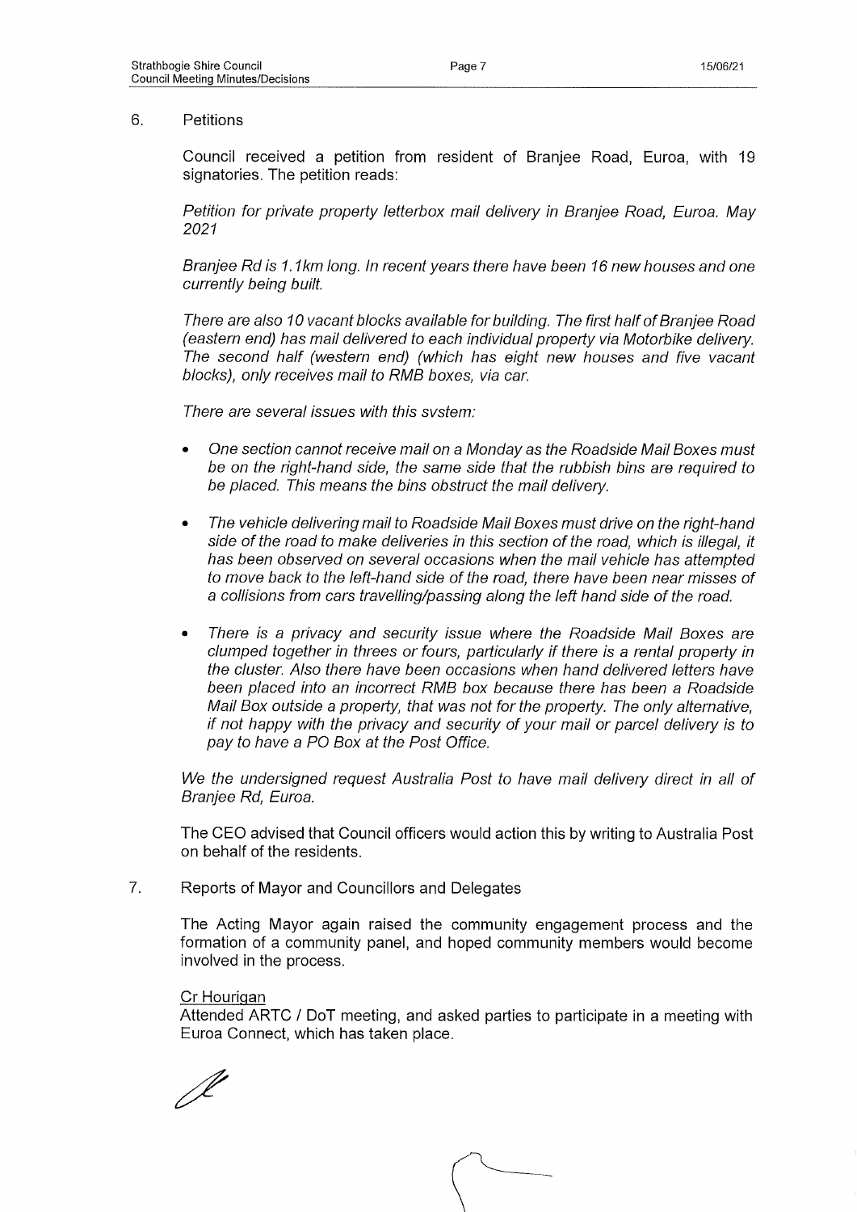## 6. Petitions

Council received a petition from resident of Branjee Road, Euroa, with 19 signatories. The petition reads:

*Petition for private property letterbox mail delivery in Branjee Road, Euroa. May 2021*

*Branjee Rd is 1.1km long. In recent years there have been 16 new houses and one currently being built.*

*There are also 10 vacant blocks available for building. The first half of Branjee Road (eastern end) has mail delivered to each individual property via Motorbike delivery. The second half (western end) (which has eight new houses and five vacant blocks), only receives mail to RMB boxes, via car.*

*There are several issues with this svstem:*

- *One section cannot receive mail on a Monday as the Roadside Mail Boxes must be on the right-hand side, the same side that the rubbish bins are required to be placed. This means the bins obstruct the mail delivery.*
- *The vehicle delivering mail to Roadside Mail Boxes must drive on the right-hand side of the road to make deliveries in this section of the road, which is illegal, it has been observed on several occasions when the mail vehicle has attempted to move back to the left-hand side of the road, there have been near misses of a collisions from cars travelling/passing along the left hand side of the road.*
- *There is a privacy and security issue where the Roadside Mail Boxes are clumped together in threes or fours, particularly if there is a rental property in the cluster. Also there have been occasions when hand delivered letters have been placed into an incorrect RMB box because there has been a Roadside Mail Box outside a property, that was not for the property. The only alternative, if not happy with the privacy and security of your mail or parcel delivery is to pay to have a PO Box at the Post Office.*

*We the undersigned request Australia Post to have mail delivery direct in all of Branjee Rd, Euroa.*

The CEO advised that Council officers would action this by writing to Australia Post on behalf of the residents.

## 7. Reports of Mayor and Councillors and Delegates

The Acting Mayor again raised the community engagement process and the formation of a community panel, and hoped community members would become involved in the process.

Cr Hourigan

Attended ARTC / DoT meeting, and asked parties to participate in a meeting with Euroa Connect, which has taken place.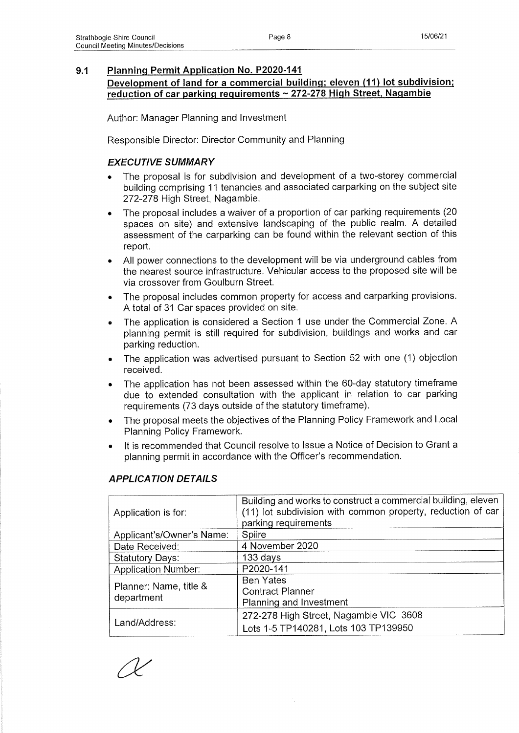## 9.1 Planning Permit Application No. P2020-141
**Development of land for a commercial building; eleven (11) lot subdivision; reduction of car parking requirements ~ 272-278 High Street, Nagambie**

Author: Manager Planning and Investment

Responsible Director: Director Community and Planning

### *EXECUTIVE SUMMARY*

- The proposal is for subdivision and development of a two-storey commercial building comprising 11 tenancies and associated carparking on the subject site 272-278 High Street, Nagambie.
- The proposal includes a waiver of a proportion of car parking requirements (20 spaces on site) and extensive landscaping of the public realm. A detailed assessment of the carparking can be found within the relevant section of this report.
- All power connections to the development will be via underground cables from the nearest source infrastructure. Vehicular access to the proposed site will be via crossover from Goulburn Street.
- The proposal includes common property for access and carparking provisions. A total of 31 Car spaces provided on site.
- The application is considered a Section 1 use under the Commercial Zone. A planning permit is still required for subdivision, buildings and works and car parking reduction.
- The application was advertised pursuant to Section 52 with one (1) objection received.
- The application has not been assessed within the 60-day statutory timeframe due to extended consultation with the applicant in relation to car parking requirements (73 days outside of the statutory timeframe).
- The proposal meets the objectives of the Planning Policy Framework and Local Planning Policy Framework.
- It is recommended that Council resolve to Issue a Notice of Decision to Grant a planning permit in accordance with the Officer's recommendation.

### *APPLICATION DETAILS*

| | |
|---|---|
| Application is for: | Building and works to construct a commercial building, eleven (11) lot subdivision with common property, reduction of car parking requirements |
| Applicant's/Owner's Name: | Spiire |
| Date Received: | 4 November 2020 |
| Statutory Days: | 133 days |
| Application Number: | P2020-141 |
| Planner: Name, title & department | Ben Yates<br>Contract Planner<br>Planning and Investment |
| Land/Address: | 272-278 High Street, Nagambie VIC 3608<br>Lots 1-5 TP140281, Lots 103 TP139950 |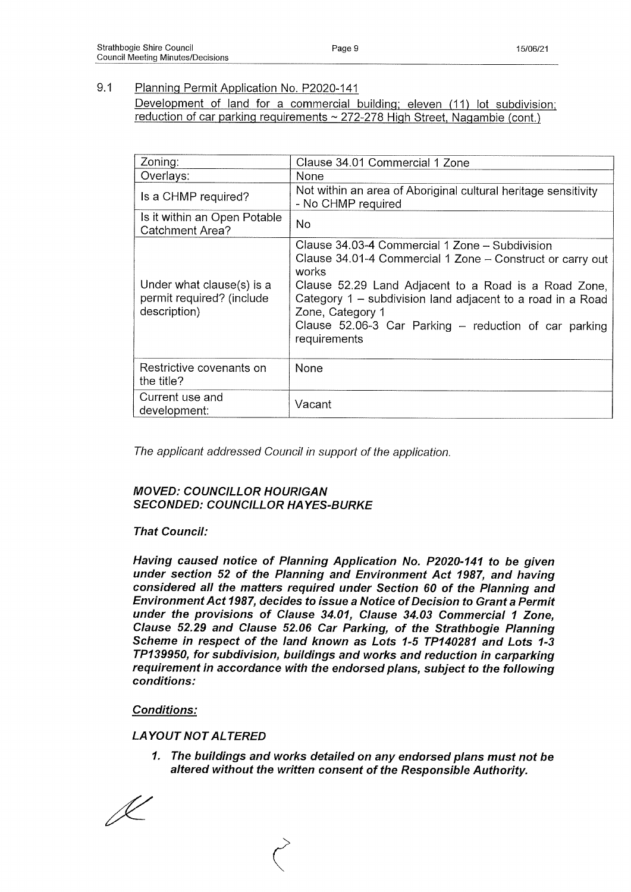## 9.1 Planning Permit Application No. P2020-141

Development of land for a commercial building; eleven (11) lot subdivision; reduction of car parking requirements ~ 272-278 High Street, Nagambie (cont.)

| Zoning: | Clause 34.01 Commercial 1 Zone |
|---|---|
| Overlays: | None |
| Is a CHMP required? | Not within an area of Aboriginal cultural heritage sensitivity - No CHMP required |
| Is it within an Open Potable Catchment Area? | No |
| Under what clause(s) is a permit required? (include description) | Clause 34.03-4 Commercial 1 Zone – Subdivision<br>Clause 34.01-4 Commercial 1 Zone – Construct or carry out works<br>Clause 52.29 Land Adjacent to a Road is a Road Zone, Category 1 – subdivision land adjacent to a road in a Road Zone, Category 1<br>Clause 52.06-3 Car Parking – reduction of car parking requirements |
| Restrictive covenants on the title? | None |
| Current use and development: | Vacant |

*The applicant addressed Council in support of the application.*

***MOVED: COUNCILLOR HOURIGAN***
***SECONDED: COUNCILLOR HAYES-BURKE***

***That Council:***

***Having caused notice of Planning Application No. P2020-141 to be given under section 52 of the Planning and Environment Act 1987, and having considered all the matters required under Section 60 of the Planning and Environment Act 1987, decides to issue a Notice of Decision to Grant a Permit under the provisions of Clause 34.01, Clause 34.03 Commercial 1 Zone, Clause 52.29 and Clause 52.06 Car Parking, of the Strathbogie Planning Scheme in respect of the land known as Lots 1-5 TP140281 and Lots 1-3 TP139950, for subdivision, buildings and works and reduction in carparking requirement in accordance with the endorsed plans, subject to the following conditions:***

***Conditions:***

***LAYOUT NOT ALTERED***

1. ***The buildings and works detailed on any endorsed plans must not be altered without the written consent of the Responsible Authority.***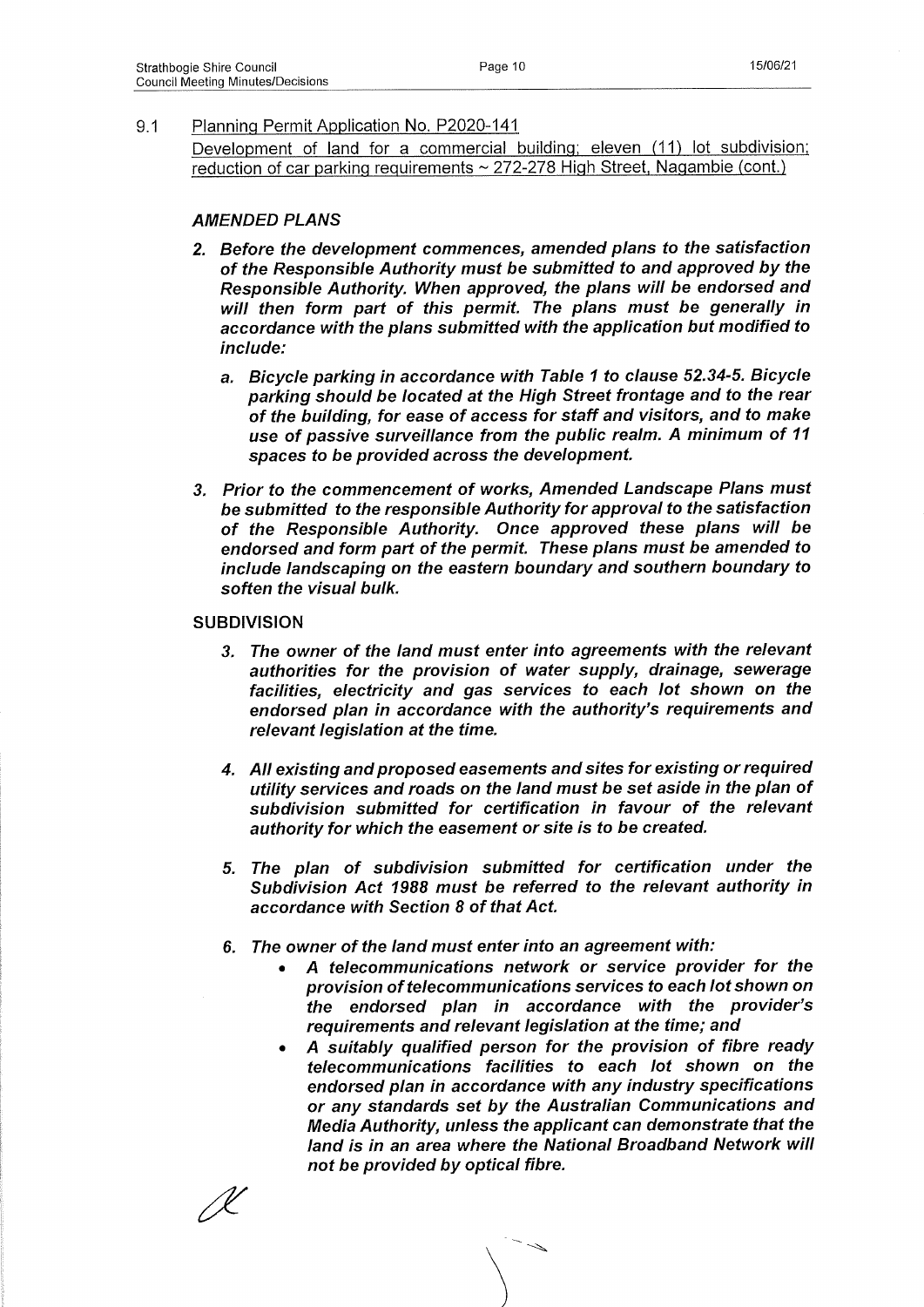9.1 Planning Permit Application No. P2020-141

Development of land for a commercial building; eleven (11) lot subdivision; reduction of car parking requirements ~ 272-278 High Street, Nagambie (cont.)

### *AMENDED PLANS*

2. ***Before the development commences, amended plans to the satisfaction of the Responsible Authority must be submitted to and approved by the Responsible Authority. When approved, the plans will be endorsed and will then form part of this permit. The plans must be generally in accordance with the plans submitted with the application but modified to include:***
   a. ***Bicycle parking in accordance with Table 1 to clause 52.34-5. Bicycle parking should be located at the High Street frontage and to the rear of the building, for ease of access for staff and visitors, and to make use of passive surveillance from the public realm. A minimum of 11 spaces to be provided across the development.***

3. ***Prior to the commencement of works, Amended Landscape Plans must be submitted to the responsible Authority for approval to the satisfaction of the Responsible Authority. Once approved these plans will be endorsed and form part of the permit. These plans must be amended to include landscaping on the eastern boundary and southern boundary to soften the visual bulk.***

### SUBDIVISION

3. ***The owner of the land must enter into agreements with the relevant authorities for the provision of water supply, drainage, sewerage facilities, electricity and gas services to each lot shown on the endorsed plan in accordance with the authority's requirements and relevant legislation at the time.***

4. ***All existing and proposed easements and sites for existing or required utility services and roads on the land must be set aside in the plan of subdivision submitted for certification in favour of the relevant authority for which the easement or site is to be created.***

5. ***The plan of subdivision submitted for certification under the Subdivision Act 1988 must be referred to the relevant authority in accordance with Section 8 of that Act.***

6. ***The owner of the land must enter into an agreement with:***
   - ***A telecommunications network or service provider for the provision of telecommunications services to each lot shown on the endorsed plan in accordance with the provider's requirements and relevant legislation at the time; and***
   - ***A suitably qualified person for the provision of fibre ready telecommunications facilities to each lot shown on the endorsed plan in accordance with any industry specifications or any standards set by the Australian Communications and Media Authority, unless the applicant can demonstrate that the land is in an area where the National Broadband Network will not be provided by optical fibre.***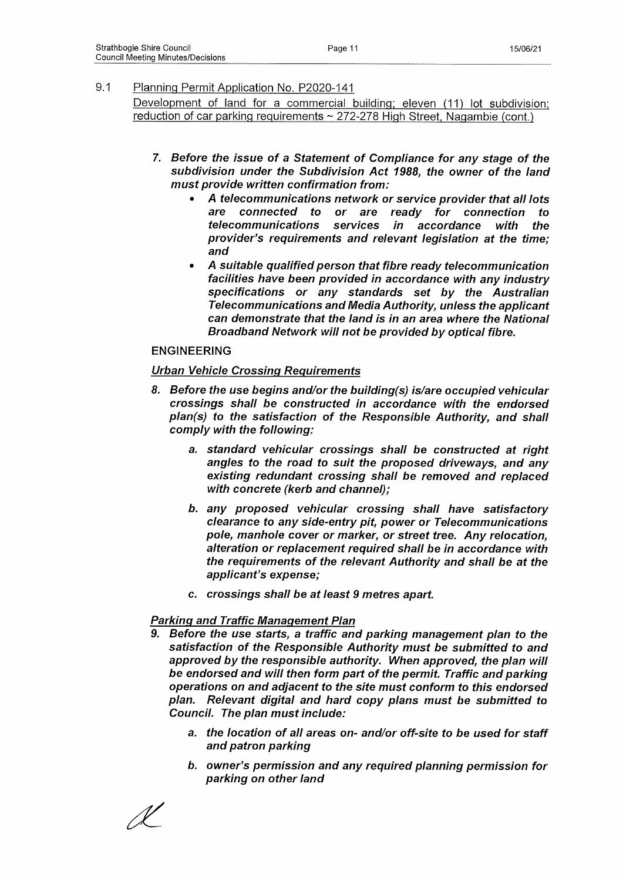9.1 <u>Planning Permit Application No. P2020-141</u>
<u>Development of land for a commercial building; eleven (11) lot subdivision; reduction of car parking requirements ~ 272-278 High Street, Nagambie (cont.)</u>

7. ***Before the issue of a Statement of Compliance for any stage of the subdivision under the Subdivision Act 1988, the owner of the land must provide written confirmation from:***
   - ***A telecommunications network or service provider that all lots are connected to or are ready for connection to telecommunications services in accordance with the provider's requirements and relevant legislation at the time; and***
   - ***A suitable qualified person that fibre ready telecommunication facilities have been provided in accordance with any industry specifications or any standards set by the Australian Telecommunications and Media Authority, unless the applicant can demonstrate that the land is in an area where the National Broadband Network will not be provided by optical fibre.***

**ENGINEERING**

*<u>Urban Vehicle Crossing Requirements</u>*

8. ***Before the use begins and/or the building(s) is/are occupied vehicular crossings shall be constructed in accordance with the endorsed plan(s) to the satisfaction of the Responsible Authority, and shall comply with the following:***

   a. ***standard vehicular crossings shall be constructed at right angles to the road to suit the proposed driveways, and any existing redundant crossing shall be removed and replaced with concrete (kerb and channel);***

   b. ***any proposed vehicular crossing shall have satisfactory clearance to any side-entry pit, power or Telecommunications pole, manhole cover or marker, or street tree. Any relocation, alteration or replacement required shall be in accordance with the requirements of the relevant Authority and shall be at the applicant's expense;***

   c. ***crossings shall be at least 9 metres apart.***

*<u>Parking and Traffic Management Plan</u>*

9. ***Before the use starts, a traffic and parking management plan to the satisfaction of the Responsible Authority must be submitted to and approved by the responsible authority. When approved, the plan will be endorsed and will then form part of the permit. Traffic and parking operations on and adjacent to the site must conform to this endorsed plan. Relevant digital and hard copy plans must be submitted to Council. The plan must include:***

   a. ***the location of all areas on- and/or off-site to be used for staff and patron parking***

   b. ***owner's permission and any required planning permission for parking on other land***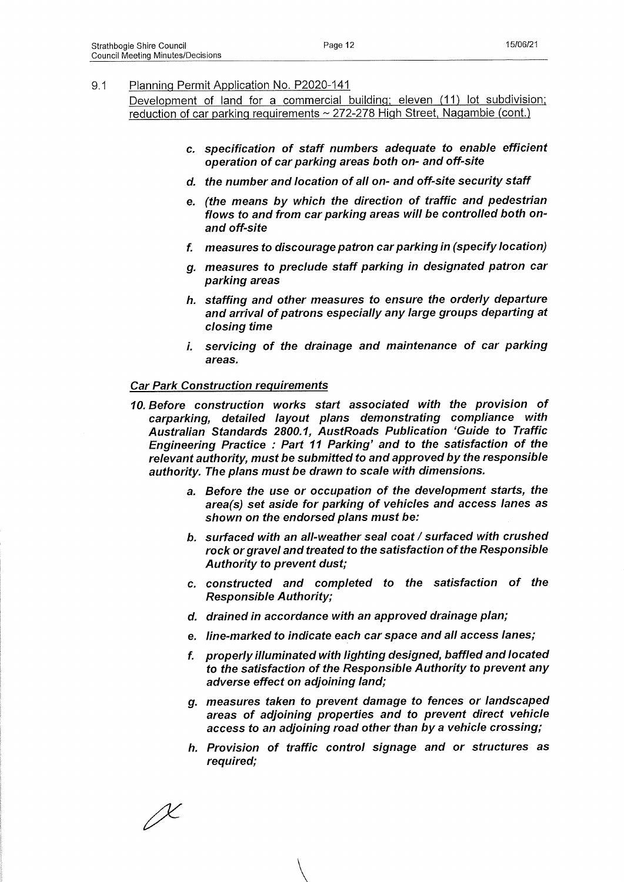9.1 Planning Permit Application No. P2020-141
Development of land for a commercial building; eleven (11) lot subdivision; reduction of car parking requirements ~ 272-278 High Street, Nagambie (cont.)

> c. ***specification of staff numbers adequate to enable efficient operation of car parking areas both on- and off-site***
>
> d. ***the number and location of all on- and off-site security staff***
>
> e. ***(the means by which the direction of traffic and pedestrian flows to and from car parking areas will be controlled both on- and off-site***
>
> f. ***measures to discourage patron car parking in (specify location)***
>
> g. ***measures to preclude staff parking in designated patron car parking areas***
>
> h. ***staffing and other measures to ensure the orderly departure and arrival of patrons especially any large groups departing at closing time***
>
> i. ***servicing of the drainage and maintenance of car parking areas.***

*Car Park Construction requirements*

10. ***Before construction works start associated with the provision of carparking, detailed layout plans demonstrating compliance with Australian Standards 2800.1, AustRoads Publication 'Guide to Traffic Engineering Practice : Part 11 Parking' and to the satisfaction of the relevant authority, must be submitted to and approved by the responsible authority. The plans must be drawn to scale with dimensions.***

> a. ***Before the use or occupation of the development starts, the area(s) set aside for parking of vehicles and access lanes as shown on the endorsed plans must be:***
>
> b. ***surfaced with an all-weather seal coat / surfaced with crushed rock or gravel and treated to the satisfaction of the Responsible Authority to prevent dust;***
>
> c. ***constructed and completed to the satisfaction of the Responsible Authority;***
>
> d. ***drained in accordance with an approved drainage plan;***
>
> e. ***line-marked to indicate each car space and all access lanes;***
>
> f. ***properly illuminated with lighting designed, baffled and located to the satisfaction of the Responsible Authority to prevent any adverse effect on adjoining land;***
>
> g. ***measures taken to prevent damage to fences or landscaped areas of adjoining properties and to prevent direct vehicle access to an adjoining road other than by a vehicle crossing;***
>
> h. ***Provision of traffic control signage and or structures as required;***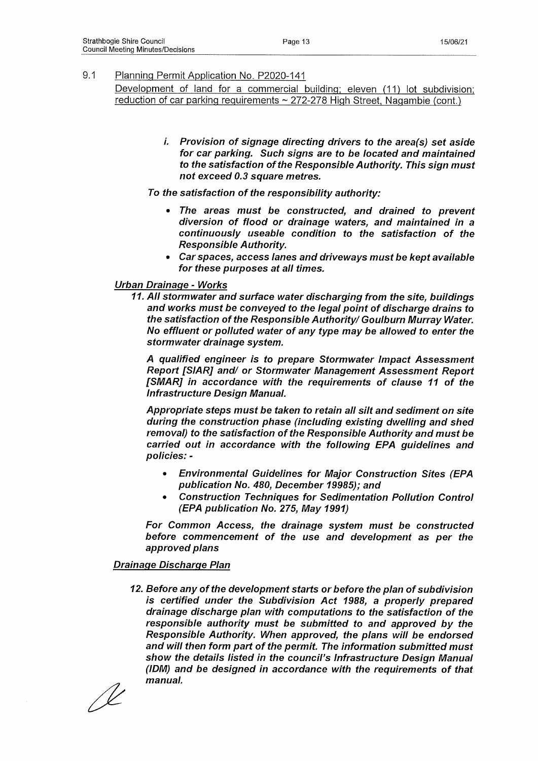9.1 <u>Planning Permit Application No. P2020-141</u>
<u>Development of land for a commercial building; eleven (11) lot subdivision; reduction of car parking requirements ~ 272-278 High Street, Nagambie (cont.)</u>

> *i. **Provision of signage directing drivers to the area(s) set aside for car parking. Such signs are to be located and maintained to the satisfaction of the Responsible Authority. This sign must not exceed 0.3 square metres.***

***To the satisfaction of the responsibility authority:***

- ***The areas must be constructed, and drained to prevent diversion of flood or drainage waters, and maintained in a continuously useable condition to the satisfaction of the Responsible Authority.***
- ***Car spaces, access lanes and driveways must be kept available for these purposes at all times.***

***<u>Urban Drainage - Works</u>***

***11. All stormwater and surface water discharging from the site, buildings and works must be conveyed to the legal point of discharge drains to the satisfaction of the Responsible Authority/ Goulburn Murray Water. No effluent or polluted water of any type may be allowed to enter the stormwater drainage system.***

***A qualified engineer is to prepare Stormwater Impact Assessment Report [SIAR] and/ or Stormwater Management Assessment Report [SMAR] in accordance with the requirements of clause 11 of the Infrastructure Design Manual.***

***Appropriate steps must be taken to retain all silt and sediment on site during the construction phase (including existing dwelling and shed removal) to the satisfaction of the Responsible Authority and must be carried out in accordance with the following EPA guidelines and policies: -***

- ***Environmental Guidelines for Major Construction Sites (EPA publication No. 480, December 19985); and***
- ***Construction Techniques for Sedimentation Pollution Control (EPA publication No. 275, May 1991)***

***For Common Access, the drainage system must be constructed before commencement of the use and development as per the approved plans***

***<u>Drainage Discharge Plan</u>***

***12. Before any of the development starts or before the plan of subdivision is certified under the Subdivision Act 1988, a properly prepared drainage discharge plan with computations to the satisfaction of the responsible authority must be submitted to and approved by the Responsible Authority. When approved, the plans will be endorsed and will then form part of the permit. The information submitted must show the details listed in the council's Infrastructure Design Manual (IDM) and be designed in accordance with the requirements of that manual.***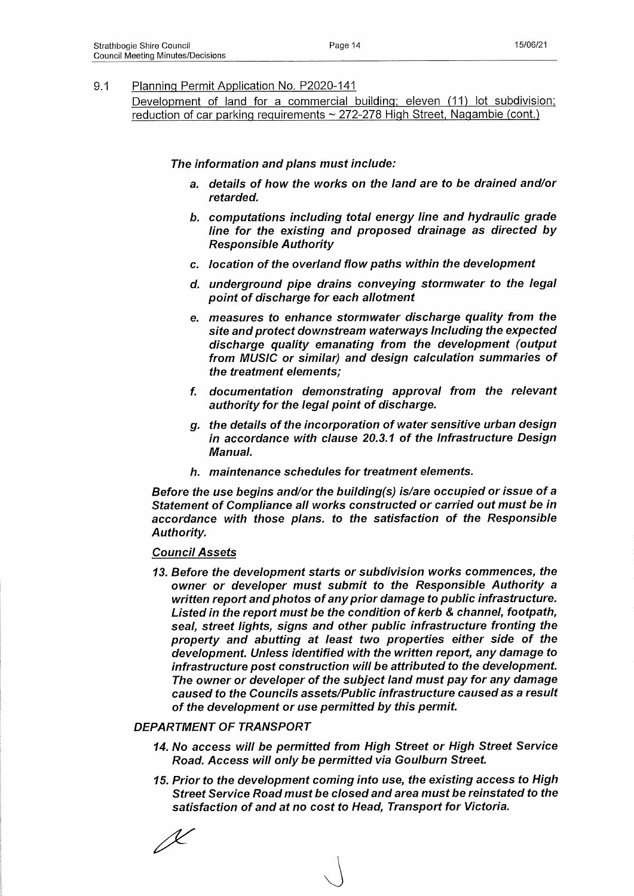9.1 Planning Permit Application No. P2020-141
Development of land for a commercial building; eleven (11) lot subdivision; reduction of car parking requirements ~ 272-278 High Street, Nagambie (cont.)

***The information and plans must include:***

- ***a. details of how the works on the land are to be drained and/or retarded.***
- ***b. computations including total energy line and hydraulic grade line for the existing and proposed drainage as directed by Responsible Authority***
- ***c. location of the overland flow paths within the development***
- ***d. underground pipe drains conveying stormwater to the legal point of discharge for each allotment***
- ***e. measures to enhance stormwater discharge quality from the site and protect downstream waterways Including the expected discharge quality emanating from the development (output from MUSIC or similar) and design calculation summaries of the treatment elements;***
- ***f. documentation demonstrating approval from the relevant authority for the legal point of discharge.***
- ***g. the details of the incorporation of water sensitive urban design in accordance with clause 20.3.1 of the Infrastructure Design Manual.***
- ***h. maintenance schedules for treatment elements.***

***Before the use begins and/or the building(s) is/are occupied or issue of a Statement of Compliance all works constructed or carried out must be in accordance with those plans. to the satisfaction of the Responsible Authority.***

***Council Assets***

***13. Before the development starts or subdivision works commences, the owner or developer must submit to the Responsible Authority a written report and photos of any prior damage to public infrastructure. Listed in the report must be the condition of kerb & channel, footpath, seal, street lights, signs and other public infrastructure fronting the property and abutting at least two properties either side of the development. Unless identified with the written report, any damage to infrastructure post construction will be attributed to the development. The owner or developer of the subject land must pay for any damage caused to the Councils assets/Public infrastructure caused as a result of the development or use permitted by this permit.***

***DEPARTMENT OF TRANSPORT***

***14. No access will be permitted from High Street or High Street Service Road. Access will only be permitted via Goulburn Street.***

***15. Prior to the development coming into use, the existing access to High Street Service Road must be closed and area must be reinstated to the satisfaction of and at no cost to Head, Transport for Victoria.***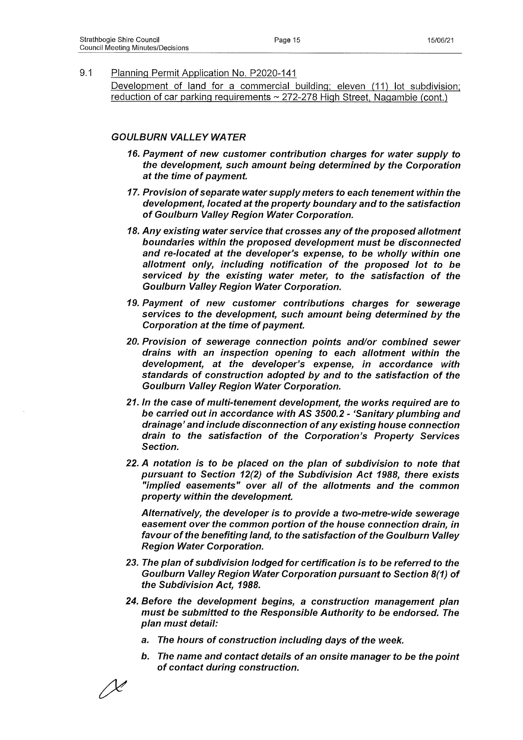9.1 Planning Permit Application No. P2020-141
Development of land for a commercial building; eleven (11) lot subdivision; reduction of car parking requirements ~ 272-278 High Street, Nagambie (cont.)

### *GOULBURN VALLEY WATER*

16. ***Payment of new customer contribution charges for water supply to the development, such amount being determined by the Corporation at the time of payment.***

17. ***Provision of separate water supply meters to each tenement within the development, located at the property boundary and to the satisfaction of Goulburn Valley Region Water Corporation.***

18. ***Any existing water service that crosses any of the proposed allotment boundaries within the proposed development must be disconnected and re-located at the developer's expense, to be wholly within one allotment only, including notification of the proposed lot to be serviced by the existing water meter, to the satisfaction of the Goulburn Valley Region Water Corporation.***

19. ***Payment of new customer contributions charges for sewerage services to the development, such amount being determined by the Corporation at the time of payment.***

20. ***Provision of sewerage connection points and/or combined sewer drains with an inspection opening to each allotment within the development, at the developer's expense, in accordance with standards of construction adopted by and to the satisfaction of the Goulburn Valley Region Water Corporation.***

21. ***In the case of multi-tenement development, the works required are to be carried out in accordance with AS 3500.2 - 'Sanitary plumbing and drainage' and include disconnection of any existing house connection drain to the satisfaction of the Corporation's Property Services Section.***

22. ***A notation is to be placed on the plan of subdivision to note that pursuant to Section 12(2) of the Subdivision Act 1988, there exists "implied easements" over all of the allotments and the common property within the development.***

    ***Alternatively, the developer is to provide a two-metre-wide sewerage easement over the common portion of the house connection drain, in favour of the benefiting land, to the satisfaction of the Goulburn Valley Region Water Corporation.***

23. ***The plan of subdivision lodged for certification is to be referred to the Goulburn Valley Region Water Corporation pursuant to Section 8(1) of the Subdivision Act, 1988.***

24. ***Before the development begins, a construction management plan must be submitted to the Responsible Authority to be endorsed. The plan must detail:***

    a. ***The hours of construction including days of the week.***

    b. ***The name and contact details of an onsite manager to be the point of contact during construction.***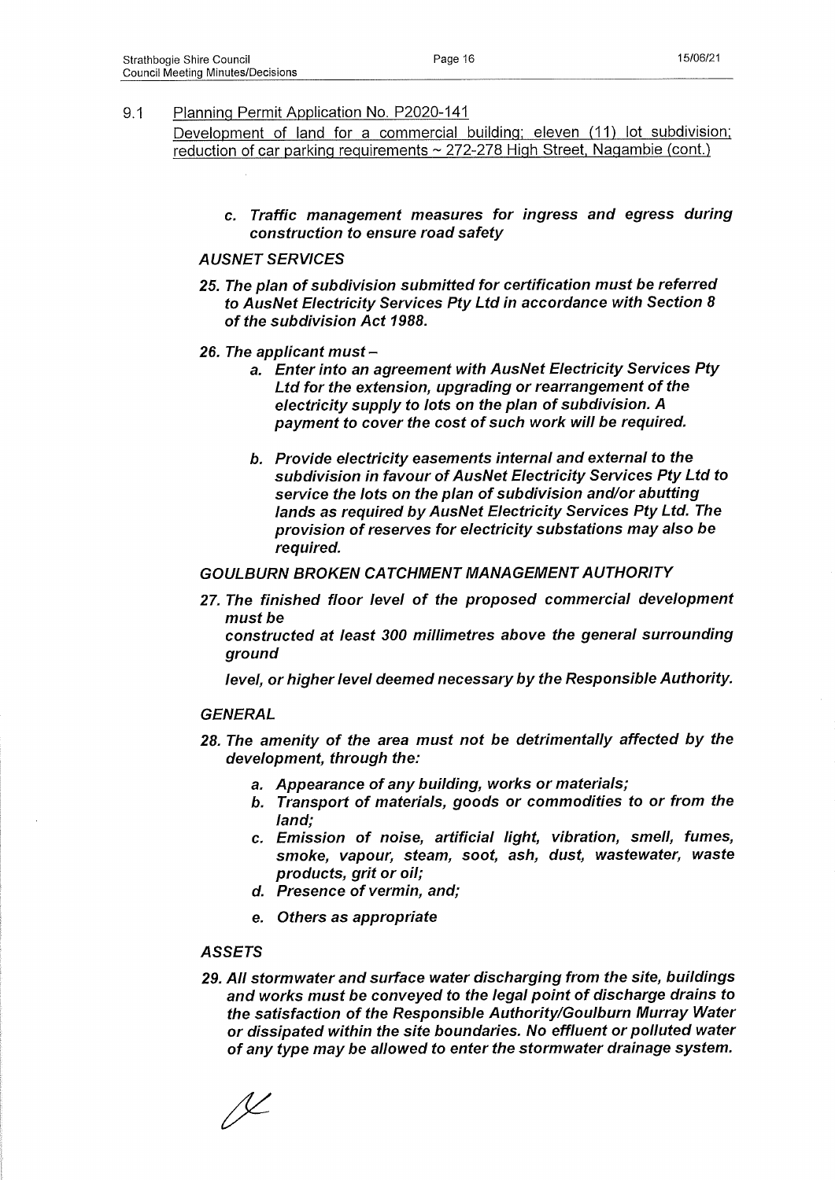9.1 Planning Permit Application No. P2020-141
Development of land for a commercial building; eleven (11) lot subdivision; reduction of car parking requirements ~ 272-278 High Street, Nagambie (cont.)

c. ***Traffic management measures for ingress and egress during construction to ensure road safety***

***AUSNET SERVICES***

25. ***The plan of subdivision submitted for certification must be referred to AusNet Electricity Services Pty Ltd in accordance with Section 8 of the subdivision Act 1988.***

26. ***The applicant must –***
    a. ***Enter into an agreement with AusNet Electricity Services Pty Ltd for the extension, upgrading or rearrangement of the electricity supply to lots on the plan of subdivision. A payment to cover the cost of such work will be required.***
    b. ***Provide electricity easements internal and external to the subdivision in favour of AusNet Electricity Services Pty Ltd to service the lots on the plan of subdivision and/or abutting lands as required by AusNet Electricity Services Pty Ltd. The provision of reserves for electricity substations may also be required.***

***GOULBURN BROKEN CATCHMENT MANAGEMENT AUTHORITY***

27. ***The finished floor level of the proposed commercial development must be constructed at least 300 millimetres above the general surrounding ground level, or higher level deemed necessary by the Responsible Authority.***

***GENERAL***

28. ***The amenity of the area must not be detrimentally affected by the development, through the:***
    a. ***Appearance of any building, works or materials;***
    b. ***Transport of materials, goods or commodities to or from the land;***
    c. ***Emission of noise, artificial light, vibration, smell, fumes, smoke, vapour, steam, soot, ash, dust, wastewater, waste products, grit or oil;***
    d. ***Presence of vermin, and;***
    e. ***Others as appropriate***

***ASSETS***

29. ***All stormwater and surface water discharging from the site, buildings and works must be conveyed to the legal point of discharge drains to the satisfaction of the Responsible Authority/Goulburn Murray Water or dissipated within the site boundaries. No effluent or polluted water of any type may be allowed to enter the stormwater drainage system.***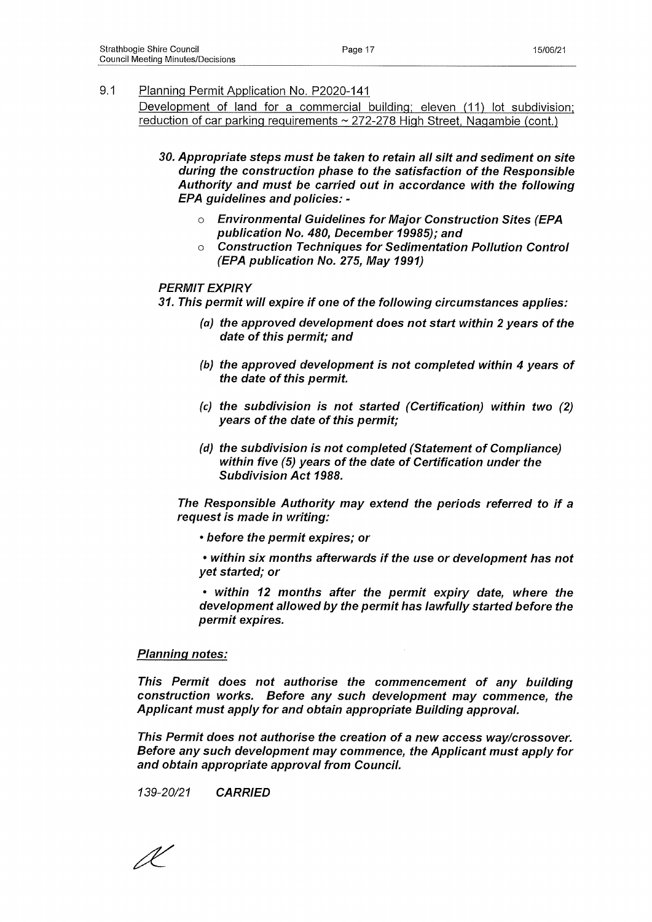## 9.1 Planning Permit Application No. P2020-141

Development of land for a commercial building; eleven (11) lot subdivision; reduction of car parking requirements ~ 272-278 High Street, Nagambie (cont.)

***30. Appropriate steps must be taken to retain all silt and sediment on site during the construction phase to the satisfaction of the Responsible Authority and must be carried out in accordance with the following EPA guidelines and policies: -***

- ***Environmental Guidelines for Major Construction Sites (EPA publication No. 480, December 19985); and***
- ***Construction Techniques for Sedimentation Pollution Control (EPA publication No. 275, May 1991)***

***PERMIT EXPIRY***

***31. This permit will expire if one of the following circumstances applies:***

***(a) the approved development does not start within 2 years of the date of this permit; and***

***(b) the approved development is not completed within 4 years of the date of this permit.***

***(c) the subdivision is not started (Certification) within two (2) years of the date of this permit;***

***(d) the subdivision is not completed (Statement of Compliance) within five (5) years of the date of Certification under the Subdivision Act 1988.***

***The Responsible Authority may extend the periods referred to if a request is made in writing:***

***• before the permit expires; or***

***• within six months afterwards if the use or development has not yet started; or***

***• within 12 months after the permit expiry date, where the development allowed by the permit has lawfully started before the permit expires.***

***Planning notes:***

***This Permit does not authorise the commencement of any building construction works. Before any such development may commence, the Applicant must apply for and obtain appropriate Building approval.***

***This Permit does not authorise the creation of a new access way/crossover. Before any such development may commence, the Applicant must apply for and obtain appropriate approval from Council.***

*139-20/21* ***CARRIED***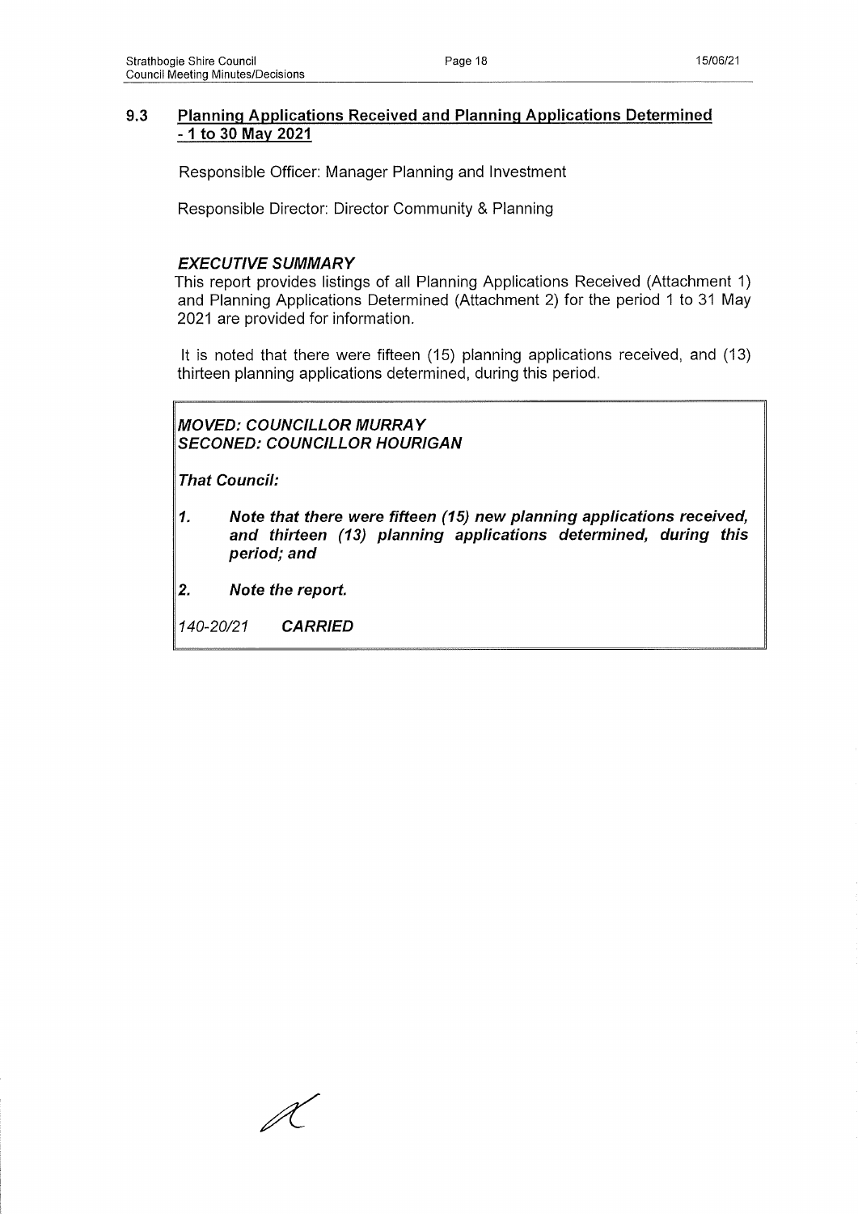## 9.3 Planning Applications Received and Planning Applications Determined - 1 to 30 May 2021

Responsible Officer: Manager Planning and Investment

Responsible Director: Director Community & Planning

### *EXECUTIVE SUMMARY*

This report provides listings of all Planning Applications Received (Attachment 1) and Planning Applications Determined (Attachment 2) for the period 1 to 31 May 2021 are provided for information.

It is noted that there were fifteen (15) planning applications received, and (13) thirteen planning applications determined, during this period.

***MOVED: COUNCILLOR MURRAY***
***SECONED: COUNCILLOR HOURIGAN***

***That Council:***

1. ***Note that there were fifteen (15) new planning applications received, and thirteen (13) planning applications determined, during this period; and***
2. ***Note the report.***

*140-20/21* ***CARRIED***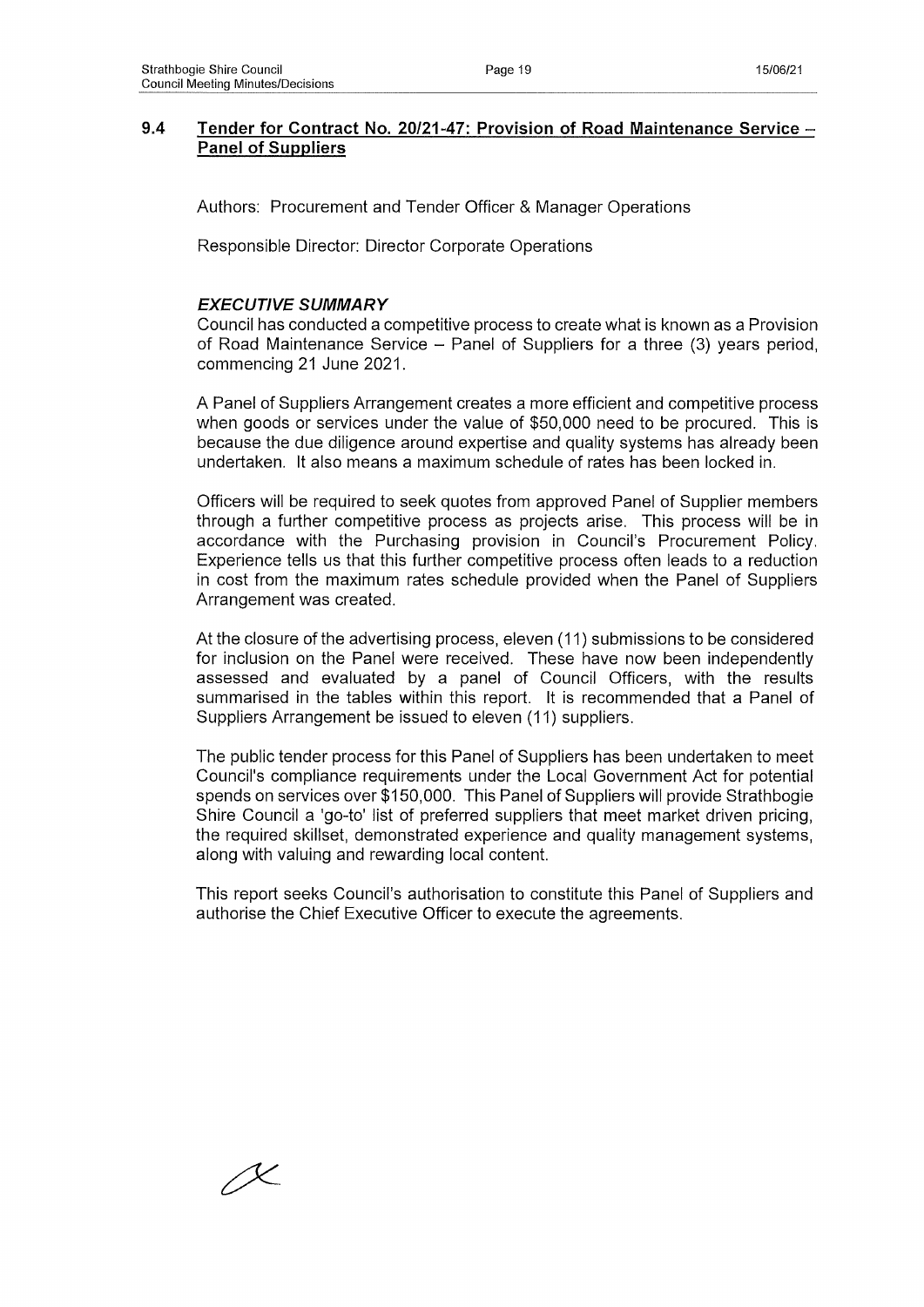## 9.4 Tender for Contract No. 20/21-47: Provision of Road Maintenance Service – Panel of Suppliers

Authors: Procurement and Tender Officer & Manager Operations

Responsible Director: Director Corporate Operations

### *EXECUTIVE SUMMARY*

Council has conducted a competitive process to create what is known as a Provision of Road Maintenance Service – Panel of Suppliers for a three (3) years period, commencing 21 June 2021.

A Panel of Suppliers Arrangement creates a more efficient and competitive process when goods or services under the value of $50,000 need to be procured. This is because the due diligence around expertise and quality systems has already been undertaken. It also means a maximum schedule of rates has been locked in.

Officers will be required to seek quotes from approved Panel of Supplier members through a further competitive process as projects arise. This process will be in accordance with the Purchasing provision in Council's Procurement Policy. Experience tells us that this further competitive process often leads to a reduction in cost from the maximum rates schedule provided when the Panel of Suppliers Arrangement was created.

At the closure of the advertising process, eleven (11) submissions to be considered for inclusion on the Panel were received. These have now been independently assessed and evaluated by a panel of Council Officers, with the results summarised in the tables within this report. It is recommended that a Panel of Suppliers Arrangement be issued to eleven (11) suppliers.

The public tender process for this Panel of Suppliers has been undertaken to meet Council's compliance requirements under the Local Government Act for potential spends on services over $150,000. This Panel of Suppliers will provide Strathbogie Shire Council a 'go-to' list of preferred suppliers that meet market driven pricing, the required skillset, demonstrated experience and quality management systems, along with valuing and rewarding local content.

This report seeks Council's authorisation to constitute this Panel of Suppliers and authorise the Chief Executive Officer to execute the agreements.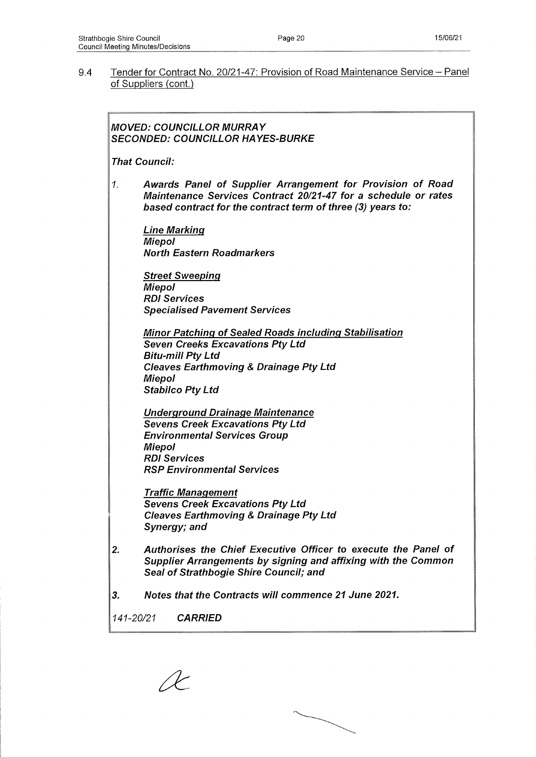## 9.4 Tender for Contract No. 20/21-47: Provision of Road Maintenance Service – Panel of Suppliers (cont.)

***MOVED: COUNCILLOR MURRAY***
***SECONDED: COUNCILLOR HAYES-BURKE***

***That Council:***

1. ***Awards Panel of Supplier Arrangement for Provision of Road Maintenance Services Contract 20/21-47 for a schedule or rates based contract for the contract term of three (3) years to:***

   ***Line Marking***
   ***Miepol***
   ***North Eastern Roadmarkers***

   ***Street Sweeping***
   ***Miepol***
   ***RDI Services***
   ***Specialised Pavement Services***

   ***Minor Patching of Sealed Roads including Stabilisation***
   ***Seven Creeks Excavations Pty Ltd***
   ***Bitu-mill Pty Ltd***
   ***Cleaves Earthmoving & Drainage Pty Ltd***
   ***Miepol***
   ***Stabilco Pty Ltd***

   ***Underground Drainage Maintenance***
   ***Sevens Creek Excavations Pty Ltd***
   ***Environmental Services Group***
   ***Miepol***
   ***RDI Services***
   ***RSP Environmental Services***

   ***Traffic Management***
   ***Sevens Creek Excavations Pty Ltd***
   ***Cleaves Earthmoving & Drainage Pty Ltd***
   ***Synergy; and***

2. ***Authorises the Chief Executive Officer to execute the Panel of Supplier Arrangements by signing and affixing with the Common Seal of Strathbogie Shire Council; and***

3. ***Notes that the Contracts will commence 21 June 2021.***

*141-20/21* ***CARRIED***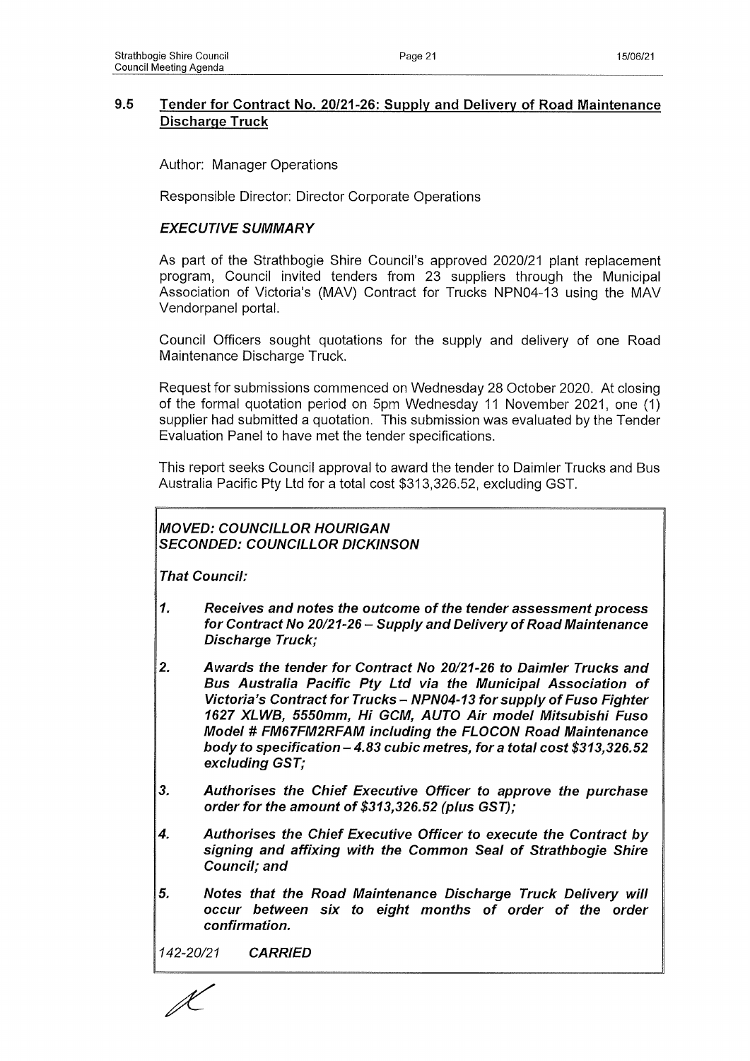## 9.5 Tender for Contract No. 20/21-26: Supply and Delivery of Road Maintenance Discharge Truck

Author: Manager Operations

Responsible Director: Director Corporate Operations

### *EXECUTIVE SUMMARY*

As part of the Strathbogie Shire Council's approved 2020/21 plant replacement program, Council invited tenders from 23 suppliers through the Municipal Association of Victoria's (MAV) Contract for Trucks NPN04-13 using the MAV Vendorpanel portal.

Council Officers sought quotations for the supply and delivery of one Road Maintenance Discharge Truck.

Request for submissions commenced on Wednesday 28 October 2020. At closing of the formal quotation period on 5pm Wednesday 11 November 2021, one (1) supplier had submitted a quotation. This submission was evaluated by the Tender Evaluation Panel to have met the tender specifications.

This report seeks Council approval to award the tender to Daimler Trucks and Bus Australia Pacific Pty Ltd for a total cost $313,326.52, excluding GST.

***MOVED: COUNCILLOR HOURIGAN***
***SECONDED: COUNCILLOR DICKINSON***

***That Council:***

1. ***Receives and notes the outcome of the tender assessment process for Contract No 20/21-26 – Supply and Delivery of Road Maintenance Discharge Truck;***
2. ***Awards the tender for Contract No 20/21-26 to Daimler Trucks and Bus Australia Pacific Pty Ltd via the Municipal Association of Victoria's Contract for Trucks – NPN04-13 for supply of Fuso Fighter 1627 XLWB, 5550mm, Hi GCM, AUTO Air model Mitsubishi Fuso Model # FM67FM2RFAM including the FLOCON Road Maintenance body to specification – 4.83 cubic metres, for a total cost $313,326.52 excluding GST;***
3. ***Authorises the Chief Executive Officer to approve the purchase order for the amount of $313,326.52 (plus GST);***
4. ***Authorises the Chief Executive Officer to execute the Contract by signing and affixing with the Common Seal of Strathbogie Shire Council; and***
5. ***Notes that the Road Maintenance Discharge Truck Delivery will occur between six to eight months of order of the order confirmation.***

*142-20/21* ***CARRIED***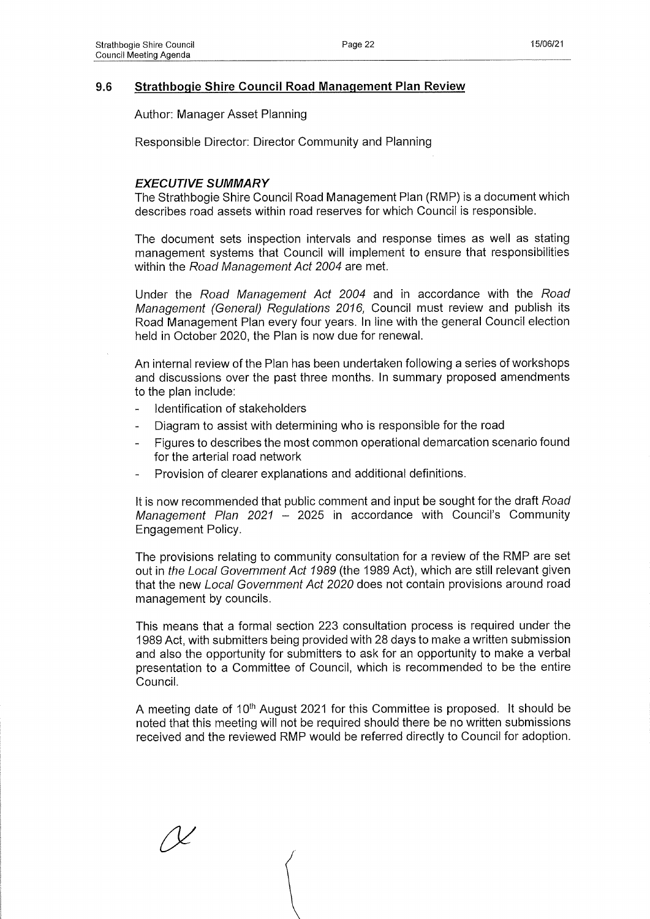## 9.6 Strathbogie Shire Council Road Management Plan Review

Author: Manager Asset Planning

Responsible Director: Director Community and Planning

### *EXECUTIVE SUMMARY*

The Strathbogie Shire Council Road Management Plan (RMP) is a document which describes road assets within road reserves for which Council is responsible.

The document sets inspection intervals and response times as well as stating management systems that Council will implement to ensure that responsibilities within the *Road Management Act 2004* are met.

Under the *Road Management Act 2004* and in accordance with the *Road Management (General) Regulations 2016,* Council must review and publish its Road Management Plan every four years. In line with the general Council election held in October 2020, the Plan is now due for renewal.

An internal review of the Plan has been undertaken following a series of workshops and discussions over the past three months. In summary proposed amendments to the plan include:

- Identification of stakeholders
- Diagram to assist with determining who is responsible for the road
- Figures to describes the most common operational demarcation scenario found for the arterial road network
- Provision of clearer explanations and additional definitions.

It is now recommended that public comment and input be sought for the draft *Road Management Plan 2021 – 2025* in accordance with Council's Community Engagement Policy.

The provisions relating to community consultation for a review of the RMP are set out in *the Local Government Act 1989* (the 1989 Act), which are still relevant given that the new *Local Government Act 2020* does not contain provisions around road management by councils.

This means that a formal section 223 consultation process is required under the 1989 Act, with submitters being provided with 28 days to make a written submission and also the opportunity for submitters to ask for an opportunity to make a verbal presentation to a Committee of Council, which is recommended to be the entire Council.

A meeting date of 10th August 2021 for this Committee is proposed. It should be noted that this meeting will not be required should there be no written submissions received and the reviewed RMP would be referred directly to Council for adoption.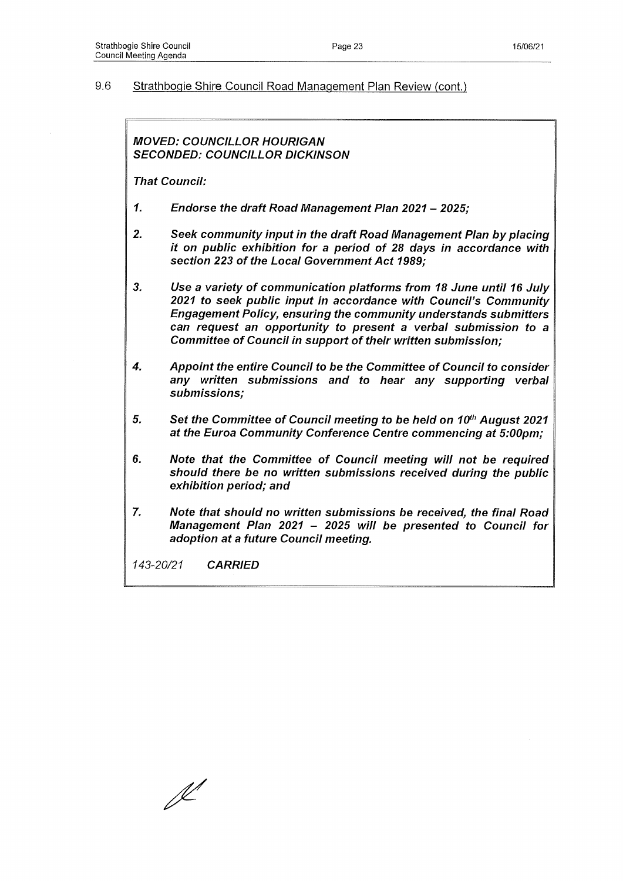## 9.6 Strathbogie Shire Council Road Management Plan Review (cont.)

***MOVED: COUNCILLOR HOURIGAN***
***SECONDED: COUNCILLOR DICKINSON***

***That Council:***

1. ***Endorse the draft Road Management Plan 2021 – 2025;***

2. ***Seek community input in the draft Road Management Plan by placing it on public exhibition for a period of 28 days in accordance with section 223 of the Local Government Act 1989;***

3. ***Use a variety of communication platforms from 18 June until 16 July 2021 to seek public input in accordance with Council's Community Engagement Policy, ensuring the community understands submitters can request an opportunity to present a verbal submission to a Committee of Council in support of their written submission;***

4. ***Appoint the entire Council to be the Committee of Council to consider any written submissions and to hear any supporting verbal submissions;***

5. ***Set the Committee of Council meeting to be held on 10th August 2021 at the Euroa Community Conference Centre commencing at 5:00pm;***

6. ***Note that the Committee of Council meeting will not be required should there be no written submissions received during the public exhibition period; and***

7. ***Note that should no written submissions be received, the final Road Management Plan 2021 – 2025 will be presented to Council for adoption at a future Council meeting.***

*143-20/21* ***CARRIED***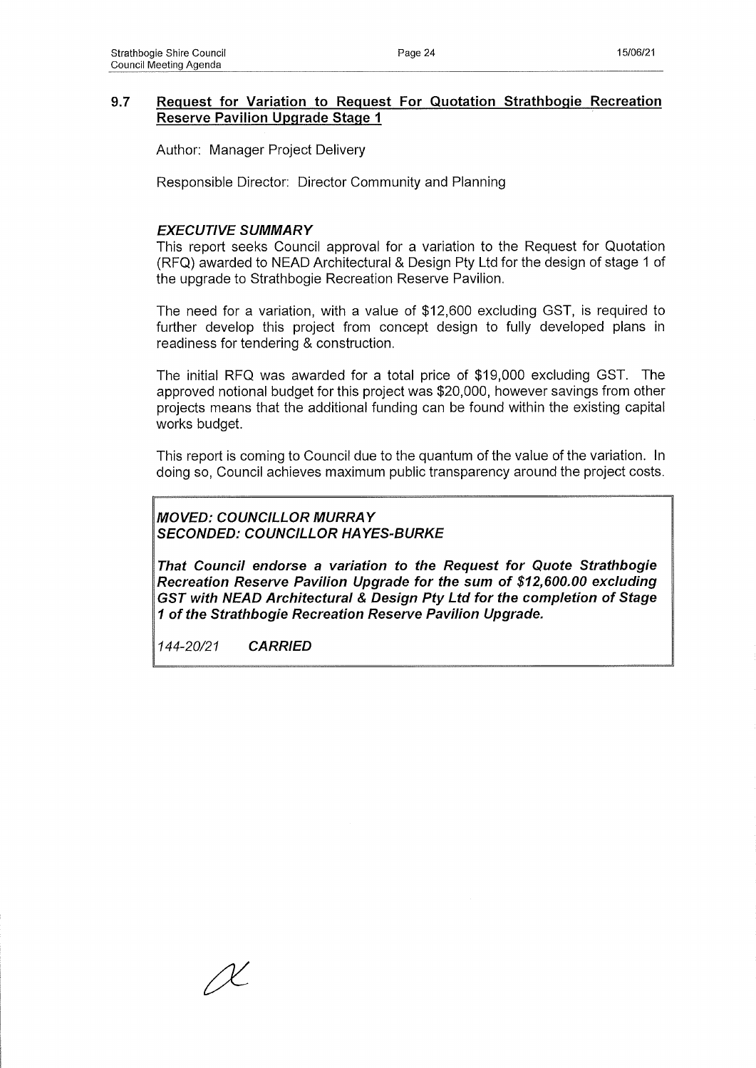## 9.7 Request for Variation to Request For Quotation Strathbogie Recreation Reserve Pavilion Upgrade Stage 1

Author: Manager Project Delivery

Responsible Director: Director Community and Planning

### *EXECUTIVE SUMMARY*

This report seeks Council approval for a variation to the Request for Quotation (RFQ) awarded to NEAD Architectural & Design Pty Ltd for the design of stage 1 of the upgrade to Strathbogie Recreation Reserve Pavilion.

The need for a variation, with a value of $12,600 excluding GST, is required to further develop this project from concept design to fully developed plans in readiness for tendering & construction.

The initial RFQ was awarded for a total price of $19,000 excluding GST. The approved notional budget for this project was $20,000, however savings from other projects means that the additional funding can be found within the existing capital works budget.

This report is coming to Council due to the quantum of the value of the variation. In doing so, Council achieves maximum public transparency around the project costs.

***MOVED: COUNCILLOR MURRAY***
***SECONDED: COUNCILLOR HAYES-BURKE***

***That Council endorse a variation to the Request for Quote Strathbogie Recreation Reserve Pavilion Upgrade for the sum of $12,600.00 excluding GST with NEAD Architectural & Design Pty Ltd for the completion of Stage 1 of the Strathbogie Recreation Reserve Pavilion Upgrade.***

*144-20/21* ***CARRIED***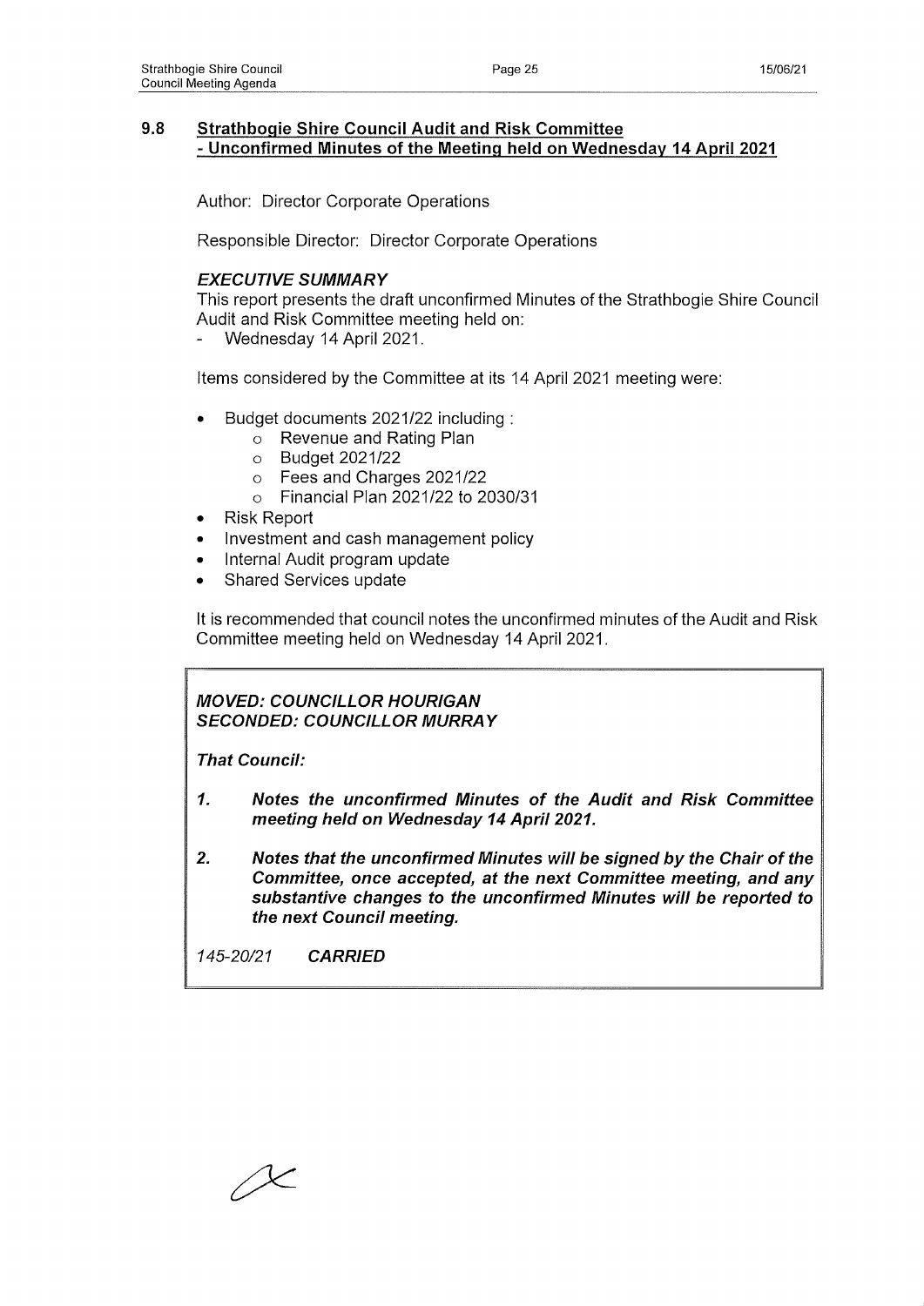## 9.8 Strathbogie Shire Council Audit and Risk Committee - Unconfirmed Minutes of the Meeting held on Wednesday 14 April 2021

Author: Director Corporate Operations

Responsible Director: Director Corporate Operations

### *EXECUTIVE SUMMARY*

This report presents the draft unconfirmed Minutes of the Strathbogie Shire Council Audit and Risk Committee meeting held on:

- Wednesday 14 April 2021.

Items considered by the Committee at its 14 April 2021 meeting were:

- Budget documents 2021/22 including :
  - Revenue and Rating Plan
  - Budget 2021/22
  - Fees and Charges 2021/22
  - Financial Plan 2021/22 to 2030/31
- Risk Report
- Investment and cash management policy
- Internal Audit program update
- Shared Services update

It is recommended that council notes the unconfirmed minutes of the Audit and Risk Committee meeting held on Wednesday 14 April 2021.

***MOVED: COUNCILLOR HOURIGAN***
***SECONDED: COUNCILLOR MURRAY***

***That Council:***

1. ***Notes the unconfirmed Minutes of the Audit and Risk Committee meeting held on Wednesday 14 April 2021.***
2. ***Notes that the unconfirmed Minutes will be signed by the Chair of the Committee, once accepted, at the next Committee meeting, and any substantive changes to the unconfirmed Minutes will be reported to the next Council meeting.***

*145-20/21* ***CARRIED***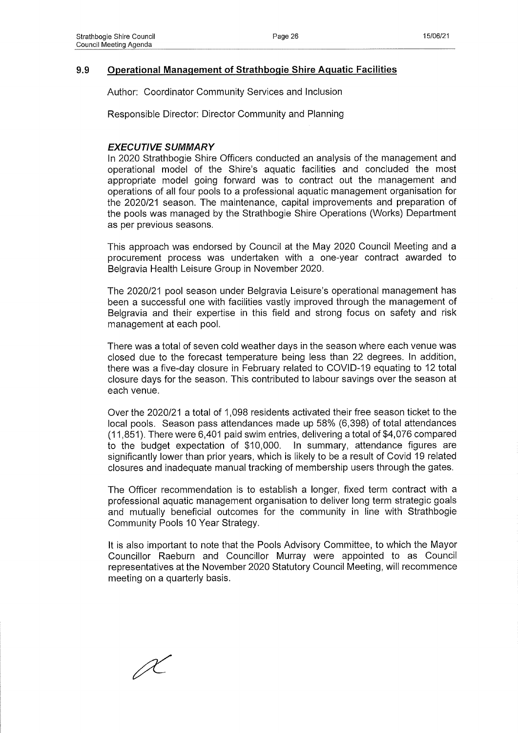## 9.9 Operational Management of Strathbogie Shire Aquatic Facilities

Author: Coordinator Community Services and Inclusion

Responsible Director: Director Community and Planning

### *EXECUTIVE SUMMARY*

In 2020 Strathbogie Shire Officers conducted an analysis of the management and operational model of the Shire's aquatic facilities and concluded the most appropriate model going forward was to contract out the management and operations of all four pools to a professional aquatic management organisation for the 2020/21 season. The maintenance, capital improvements and preparation of the pools was managed by the Strathbogie Shire Operations (Works) Department as per previous seasons.

This approach was endorsed by Council at the May 2020 Council Meeting and a procurement process was undertaken with a one-year contract awarded to Belgravia Health Leisure Group in November 2020.

The 2020/21 pool season under Belgravia Leisure's operational management has been a successful one with facilities vastly improved through the management of Belgravia and their expertise in this field and strong focus on safety and risk management at each pool.

There was a total of seven cold weather days in the season where each venue was closed due to the forecast temperature being less than 22 degrees. In addition, there was a five-day closure in February related to COVID-19 equating to 12 total closure days for the season. This contributed to labour savings over the season at each venue.

Over the 2020/21 a total of 1,098 residents activated their free season ticket to the local pools. Season pass attendances made up 58% (6,398) of total attendances (11,851). There were 6,401 paid swim entries, delivering a total of $4,076 compared to the budget expectation of $10,000. In summary, attendance figures are significantly lower than prior years, which is likely to be a result of Covid 19 related closures and inadequate manual tracking of membership users through the gates.

The Officer recommendation is to establish a longer, fixed term contract with a professional aquatic management organisation to deliver long term strategic goals and mutually beneficial outcomes for the community in line with Strathbogie Community Pools 10 Year Strategy.

It is also important to note that the Pools Advisory Committee, to which the Mayor Councillor Raeburn and Councillor Murray were appointed to as Council representatives at the November 2020 Statutory Council Meeting, will recommence meeting on a quarterly basis.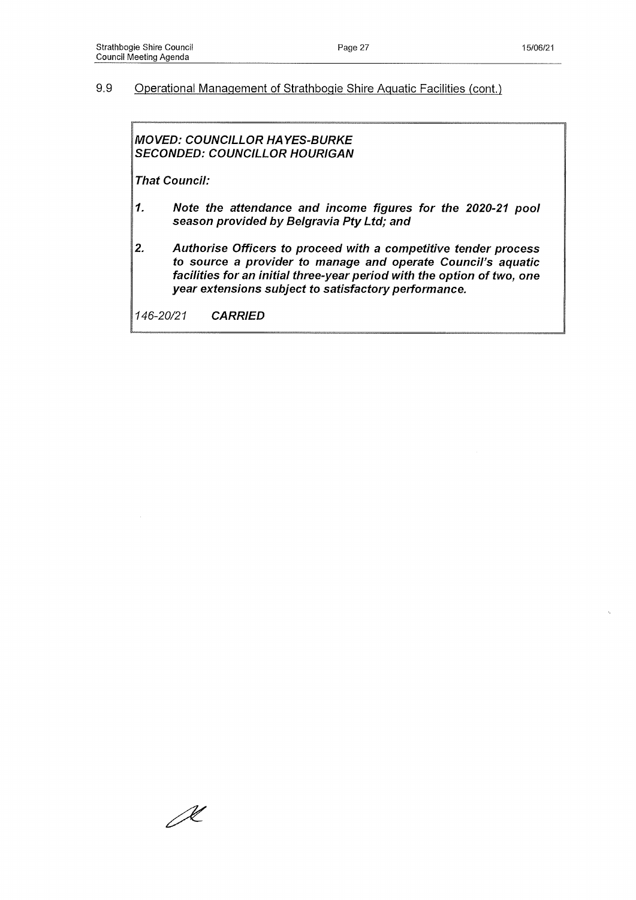## 9.9 Operational Management of Strathbogie Shire Aquatic Facilities (cont.)

***MOVED: COUNCILLOR HAYES-BURKE***
***SECONDED: COUNCILLOR HOURIGAN***

***That Council:***

1. ***Note the attendance and income figures for the 2020-21 pool season provided by Belgravia Pty Ltd; and***

2. ***Authorise Officers to proceed with a competitive tender process to source a provider to manage and operate Council's aquatic facilities for an initial three-year period with the option of two, one year extensions subject to satisfactory performance.***

*146-20/21* ***CARRIED***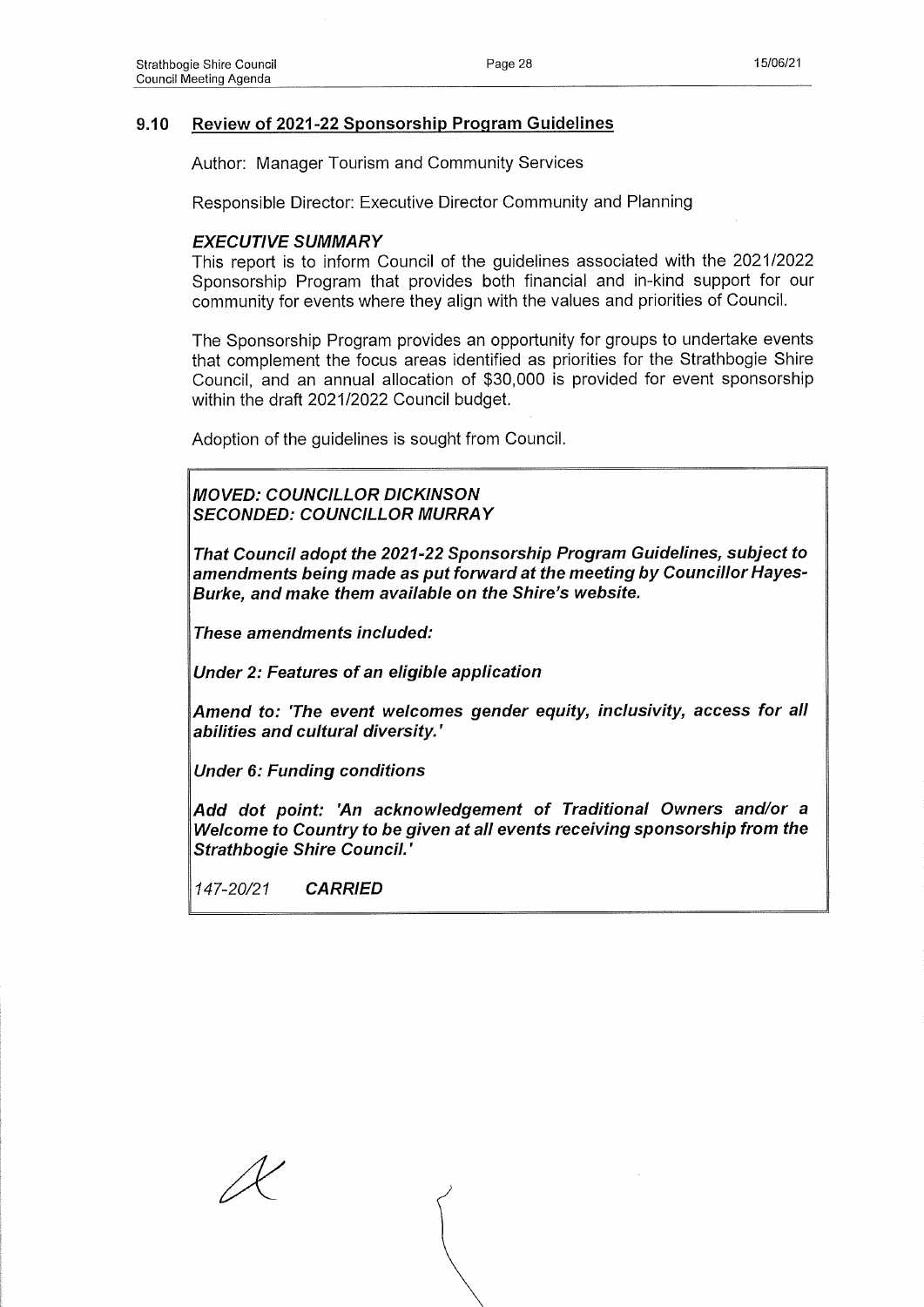## 9.10 Review of 2021-22 Sponsorship Program Guidelines

Author: Manager Tourism and Community Services

Responsible Director: Executive Director Community and Planning

### *EXECUTIVE SUMMARY*

This report is to inform Council of the guidelines associated with the 2021/2022 Sponsorship Program that provides both financial and in-kind support for our community for events where they align with the values and priorities of Council.

The Sponsorship Program provides an opportunity for groups to undertake events that complement the focus areas identified as priorities for the Strathbogie Shire Council, and an annual allocation of $30,000 is provided for event sponsorship within the draft 2021/2022 Council budget.

Adoption of the guidelines is sought from Council.

***MOVED: COUNCILLOR DICKINSON***
***SECONDED: COUNCILLOR MURRAY***

***That Council adopt the 2021-22 Sponsorship Program Guidelines, subject to amendments being made as put forward at the meeting by Councillor Hayes-Burke, and make them available on the Shire's website.***

***These amendments included:***

***Under 2: Features of an eligible application***

***Amend to: 'The event welcomes gender equity, inclusivity, access for all abilities and cultural diversity.'***

***Under 6: Funding conditions***

***Add dot point: 'An acknowledgement of Traditional Owners and/or a Welcome to Country to be given at all events receiving sponsorship from the Strathbogie Shire Council.'***

*147-20/21* ***CARRIED***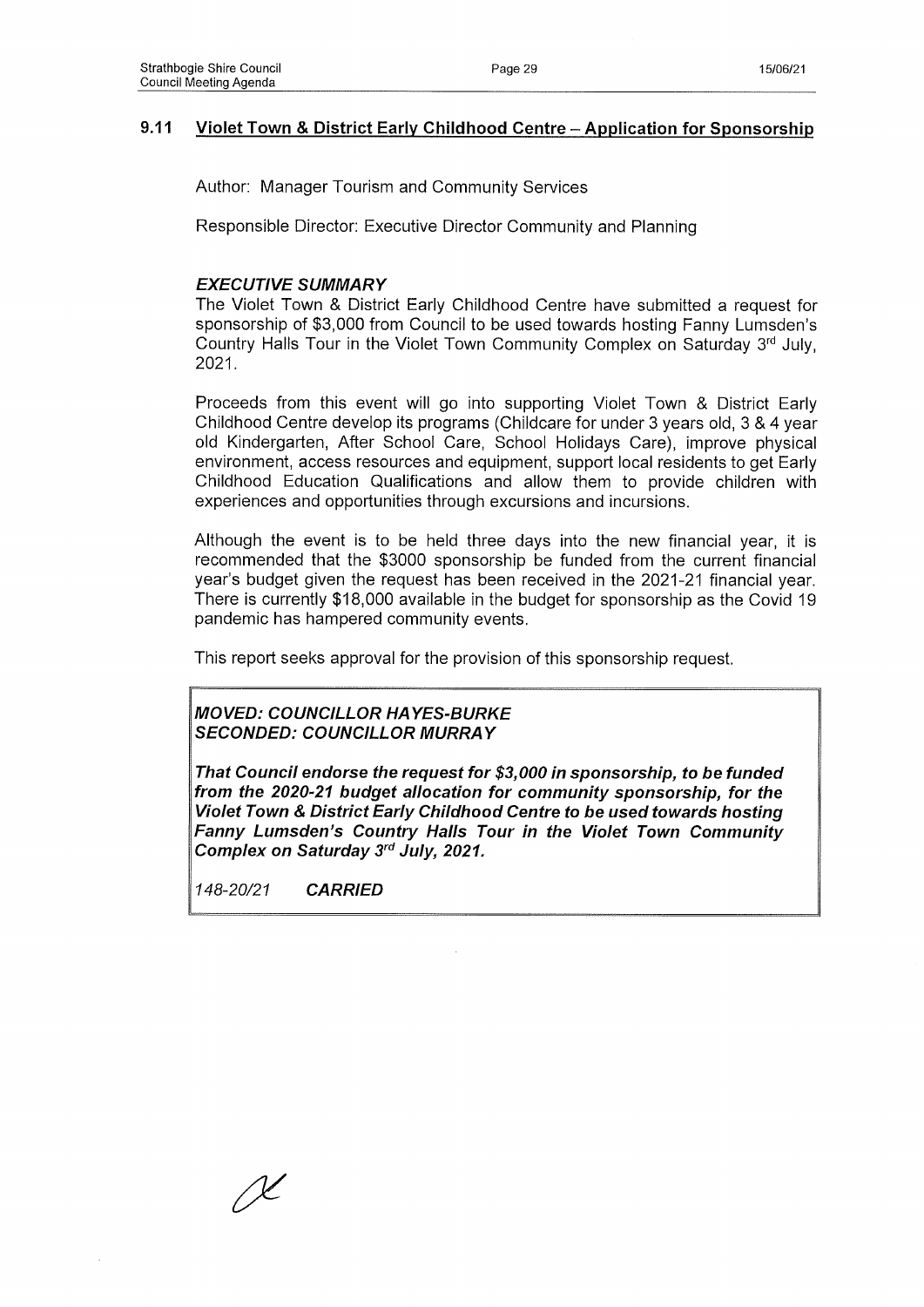## 9.11 Violet Town & District Early Childhood Centre – Application for Sponsorship

Author: Manager Tourism and Community Services

Responsible Director: Executive Director Community and Planning

### *EXECUTIVE SUMMARY*

The Violet Town & District Early Childhood Centre have submitted a request for sponsorship of $3,000 from Council to be used towards hosting Fanny Lumsden's Country Halls Tour in the Violet Town Community Complex on Saturday 3rd July, 2021.

Proceeds from this event will go into supporting Violet Town & District Early Childhood Centre develop its programs (Childcare for under 3 years old, 3 & 4 year old Kindergarten, After School Care, School Holidays Care), improve physical environment, access resources and equipment, support local residents to get Early Childhood Education Qualifications and allow them to provide children with experiences and opportunities through excursions and incursions.

Although the event is to be held three days into the new financial year, it is recommended that the $3000 sponsorship be funded from the current financial year's budget given the request has been received in the 2021-21 financial year. There is currently $18,000 available in the budget for sponsorship as the Covid 19 pandemic has hampered community events.

This report seeks approval for the provision of this sponsorship request.

***MOVED: COUNCILLOR HAYES-BURKE***
***SECONDED: COUNCILLOR MURRAY***

***That Council endorse the request for $3,000 in sponsorship, to be funded from the 2020-21 budget allocation for community sponsorship, for the Violet Town & District Early Childhood Centre to be used towards hosting Fanny Lumsden's Country Halls Tour in the Violet Town Community Complex on Saturday 3rd July, 2021.***

*148-20/21* ***CARRIED***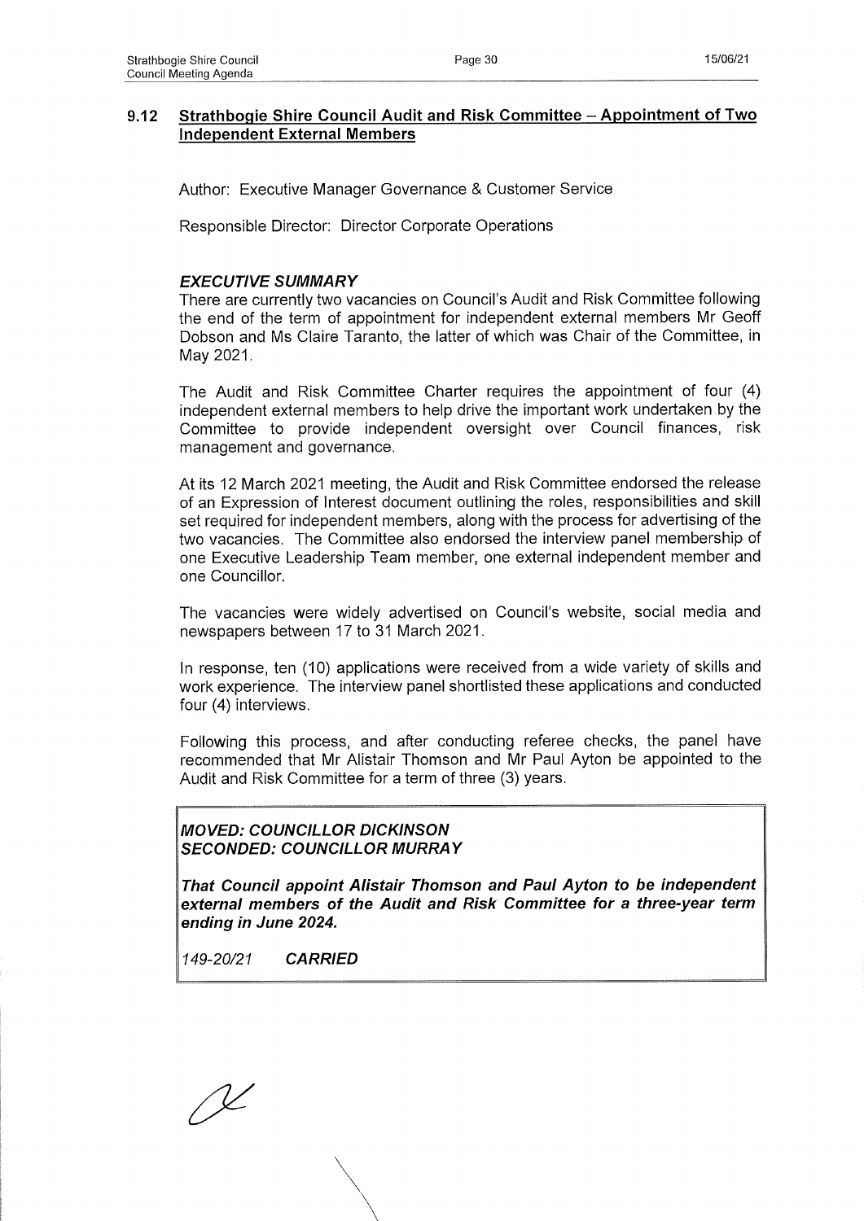## 9.12 Strathbogie Shire Council Audit and Risk Committee – Appointment of Two Independent External Members

Author: Executive Manager Governance & Customer Service

Responsible Director: Director Corporate Operations

### *EXECUTIVE SUMMARY*

There are currently two vacancies on Council's Audit and Risk Committee following the end of the term of appointment for independent external members Mr Geoff Dobson and Ms Claire Taranto, the latter of which was Chair of the Committee, in May 2021.

The Audit and Risk Committee Charter requires the appointment of four (4) independent external members to help drive the important work undertaken by the Committee to provide independent oversight over Council finances, risk management and governance.

At its 12 March 2021 meeting, the Audit and Risk Committee endorsed the release of an Expression of Interest document outlining the roles, responsibilities and skill set required for independent members, along with the process for advertising of the two vacancies. The Committee also endorsed the interview panel membership of one Executive Leadership Team member, one external independent member and one Councillor.

The vacancies were widely advertised on Council's website, social media and newspapers between 17 to 31 March 2021.

In response, ten (10) applications were received from a wide variety of skills and work experience. The interview panel shortlisted these applications and conducted four (4) interviews.

Following this process, and after conducting referee checks, the panel have recommended that Mr Alistair Thomson and Mr Paul Ayton be appointed to the Audit and Risk Committee for a term of three (3) years.

***MOVED: COUNCILLOR DICKINSON***
***SECONDED: COUNCILLOR MURRAY***

***That Council appoint Alistair Thomson and Paul Ayton to be independent external members of the Audit and Risk Committee for a three-year term ending in June 2024.***

*149-20/21* ***CARRIED***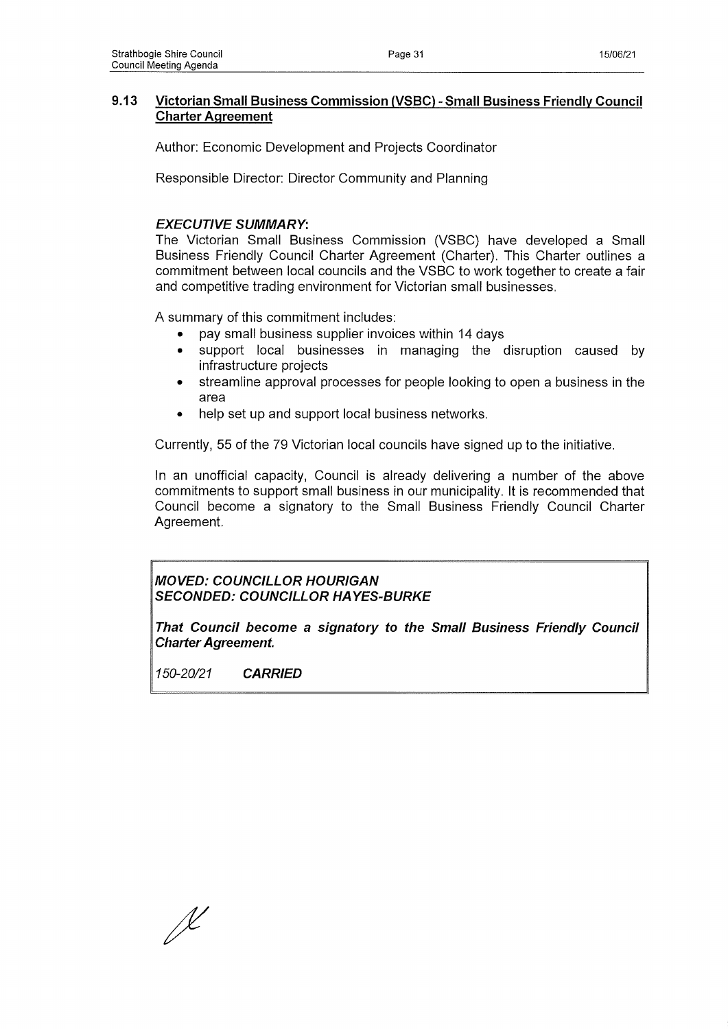## 9.13 Victorian Small Business Commission (VSBC) - Small Business Friendly Council Charter Agreement

Author: Economic Development and Projects Coordinator

Responsible Director: Director Community and Planning

### *EXECUTIVE SUMMARY:*

The Victorian Small Business Commission (VSBC) have developed a Small Business Friendly Council Charter Agreement (Charter). This Charter outlines a commitment between local councils and the VSBC to work together to create a fair and competitive trading environment for Victorian small businesses.

A summary of this commitment includes:

- pay small business supplier invoices within 14 days
- support local businesses in managing the disruption caused by infrastructure projects
- streamline approval processes for people looking to open a business in the area
- help set up and support local business networks.

Currently, 55 of the 79 Victorian local councils have signed up to the initiative.

In an unofficial capacity, Council is already delivering a number of the above commitments to support small business in our municipality. It is recommended that Council become a signatory to the Small Business Friendly Council Charter Agreement.

***MOVED: COUNCILLOR HOURIGAN***
***SECONDED: COUNCILLOR HAYES-BURKE***

***That Council become a signatory to the Small Business Friendly Council Charter Agreement.***

*150-20/21* ***CARRIED***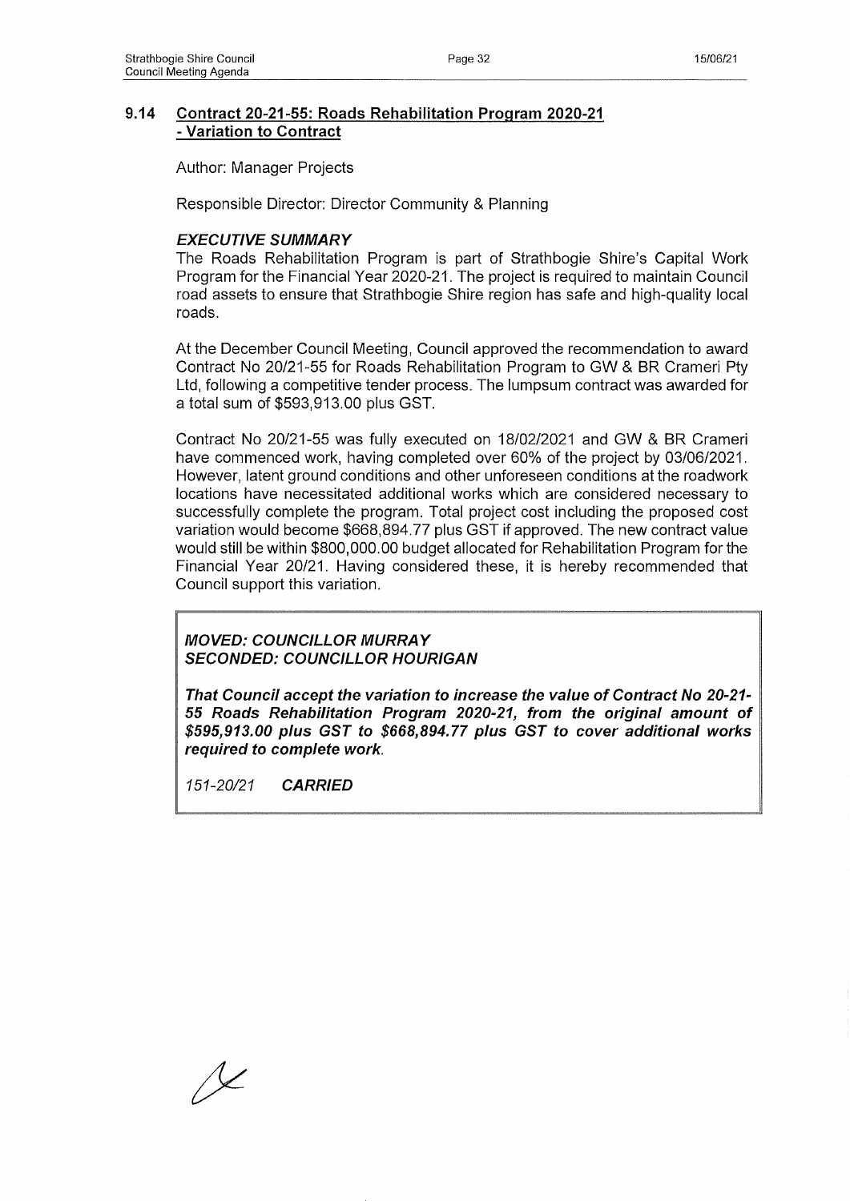## 9.14 Contract 20-21-55: Roads Rehabilitation Program 2020-21 - Variation to Contract

Author: Manager Projects

Responsible Director: Director Community & Planning

### *EXECUTIVE SUMMARY*

The Roads Rehabilitation Program is part of Strathbogie Shire's Capital Work Program for the Financial Year 2020-21. The project is required to maintain Council road assets to ensure that Strathbogie Shire region has safe and high-quality local roads.

At the December Council Meeting, Council approved the recommendation to award Contract No 20/21-55 for Roads Rehabilitation Program to GW & BR Crameri Pty Ltd, following a competitive tender process. The lumpsum contract was awarded for a total sum of $593,913.00 plus GST.

Contract No 20/21-55 was fully executed on 18/02/2021 and GW & BR Crameri have commenced work, having completed over 60% of the project by 03/06/2021. However, latent ground conditions and other unforeseen conditions at the roadwork locations have necessitated additional works which are considered necessary to successfully complete the program. Total project cost including the proposed cost variation would become $668,894.77 plus GST if approved. The new contract value would still be within $800,000.00 budget allocated for Rehabilitation Program for the Financial Year 20/21. Having considered these, it is hereby recommended that Council support this variation.

***MOVED: COUNCILLOR MURRAY***
***SECONDED: COUNCILLOR HOURIGAN***

***That Council accept the variation to increase the value of Contract No 20-21-55 Roads Rehabilitation Program 2020-21, from the original amount of $595,913.00 plus GST to $668,894.77 plus GST to cover additional works required to complete work.***

*151-20/21* ***CARRIED***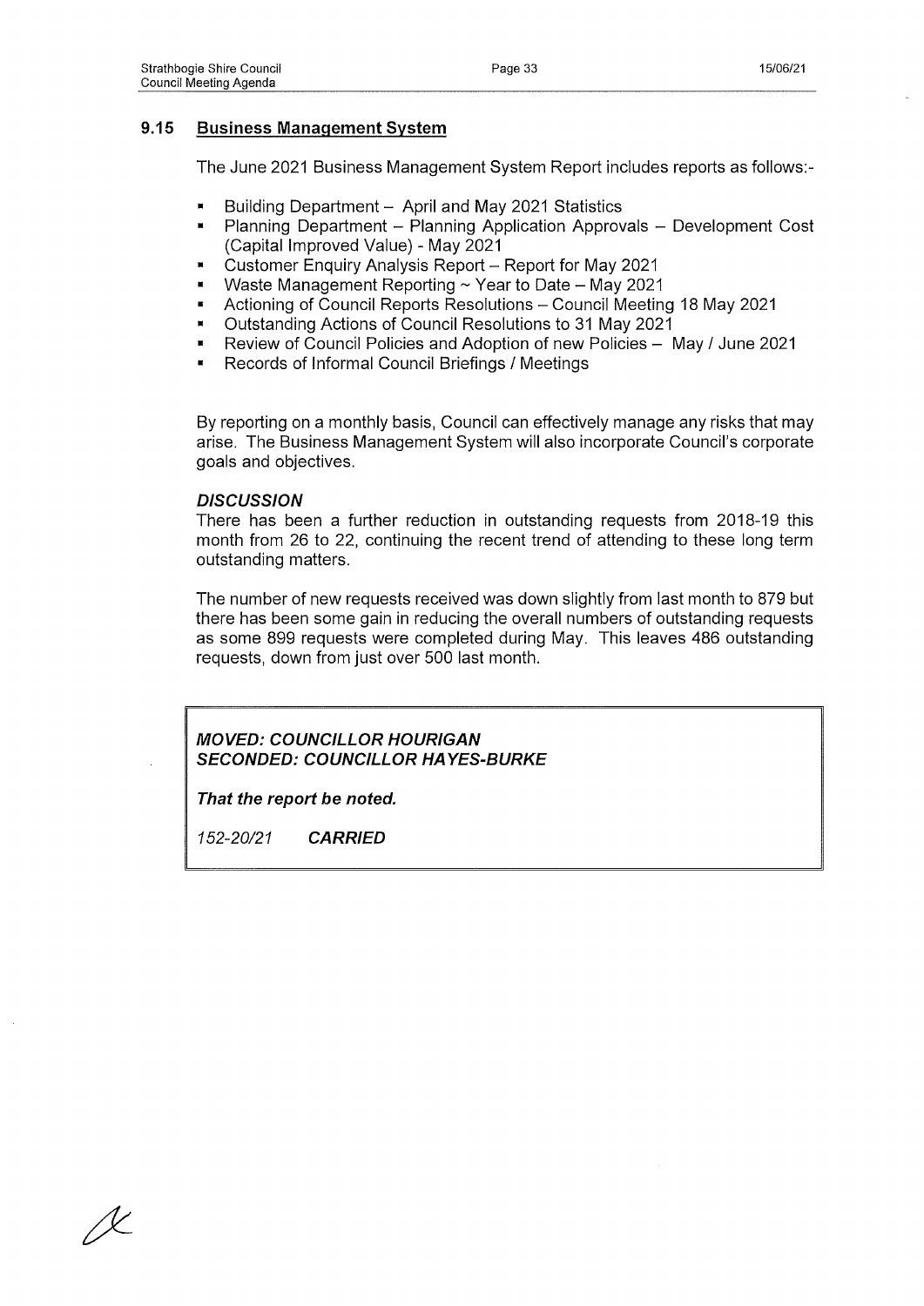## 9.15 Business Management System

The June 2021 Business Management System Report includes reports as follows:-

- Building Department – April and May 2021 Statistics
- Planning Department – Planning Application Approvals – Development Cost (Capital Improved Value) - May 2021
- Customer Enquiry Analysis Report – Report for May 2021
- Waste Management Reporting ~ Year to Date – May 2021
- Actioning of Council Reports Resolutions – Council Meeting 18 May 2021
- Outstanding Actions of Council Resolutions to 31 May 2021
- Review of Council Policies and Adoption of new Policies – May / June 2021
- Records of Informal Council Briefings / Meetings

By reporting on a monthly basis, Council can effectively manage any risks that may arise. The Business Management System will also incorporate Council's corporate goals and objectives.

### *DISCUSSION*

There has been a further reduction in outstanding requests from 2018-19 this month from 26 to 22, continuing the recent trend of attending to these long term outstanding matters.

The number of new requests received was down slightly from last month to 879 but there has been some gain in reducing the overall numbers of outstanding requests as some 899 requests were completed during May. This leaves 486 outstanding requests, down from just over 500 last month.

***MOVED: COUNCILLOR HOURIGAN***
***SECONDED: COUNCILLOR HAYES-BURKE***

***That the report be noted.***

*152-20/21* ***CARRIED***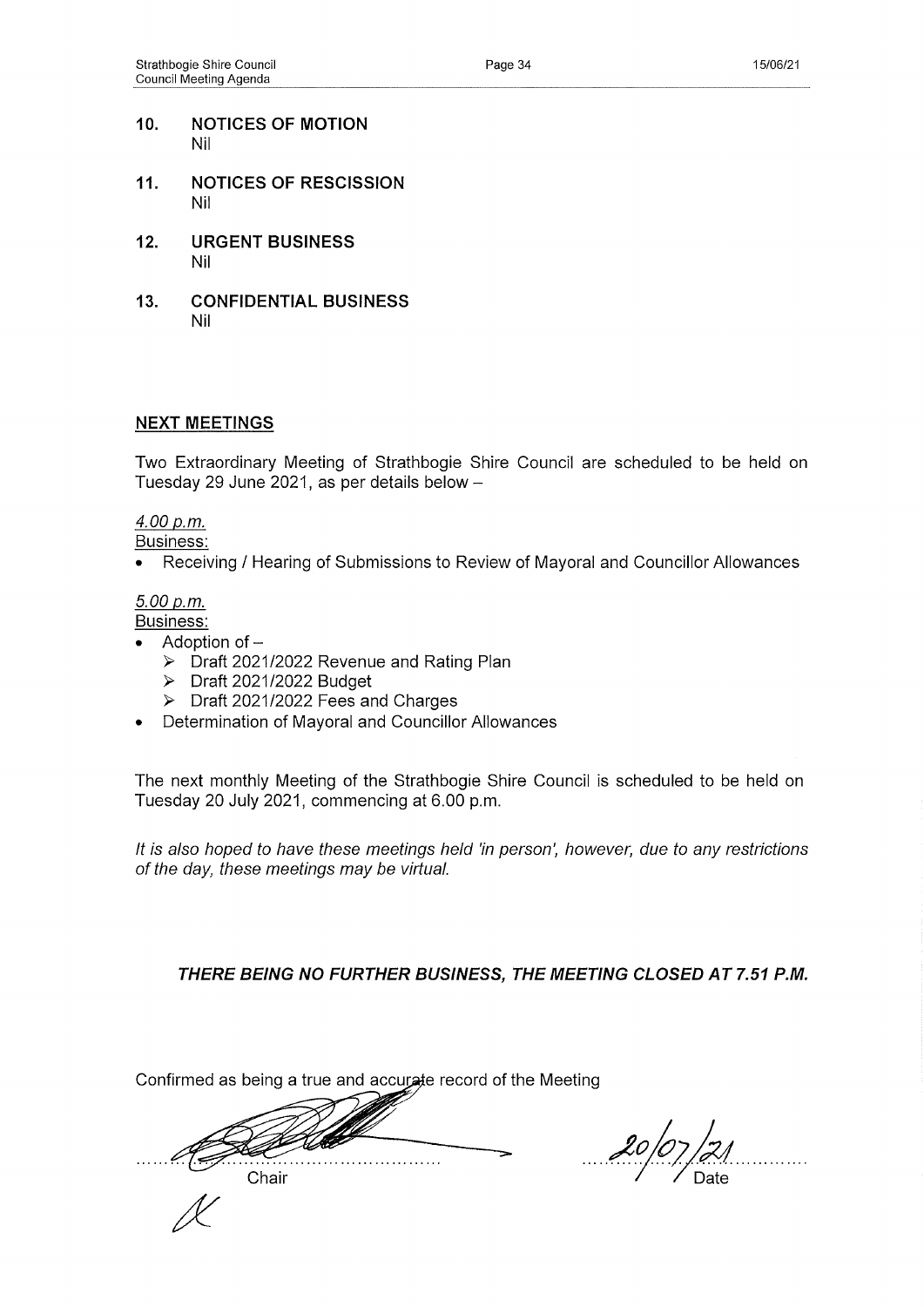## 10. NOTICES OF MOTION

Nil

## 11. NOTICES OF RESCISSION

Nil

## 12. URGENT BUSINESS

Nil

## 13. CONFIDENTIAL BUSINESS

Nil

## NEXT MEETINGS

Two Extraordinary Meeting of Strathbogie Shire Council are scheduled to be held on Tuesday 29 June 2021, as per details below –

*4.00 p.m.*

Business:

- Receiving / Hearing of Submissions to Review of Mayoral and Councillor Allowances

*5.00 p.m.*

Business:

- Adoption of –
  - Draft 2021/2022 Revenue and Rating Plan
  - Draft 2021/2022 Budget
  - Draft 2021/2022 Fees and Charges
- Determination of Mayoral and Councillor Allowances

The next monthly Meeting of the Strathbogie Shire Council is scheduled to be held on Tuesday 20 July 2021, commencing at 6.00 p.m.

*It is also hoped to have these meetings held 'in person', however, due to any restrictions of the day, these meetings may be virtual.*

***THERE BEING NO FURTHER BUSINESS, THE MEETING CLOSED AT 7.51 P.M.***

Confirmed as being a true and accurate record of the Meeting

............................................ Chair

20/07/21 ............ Date